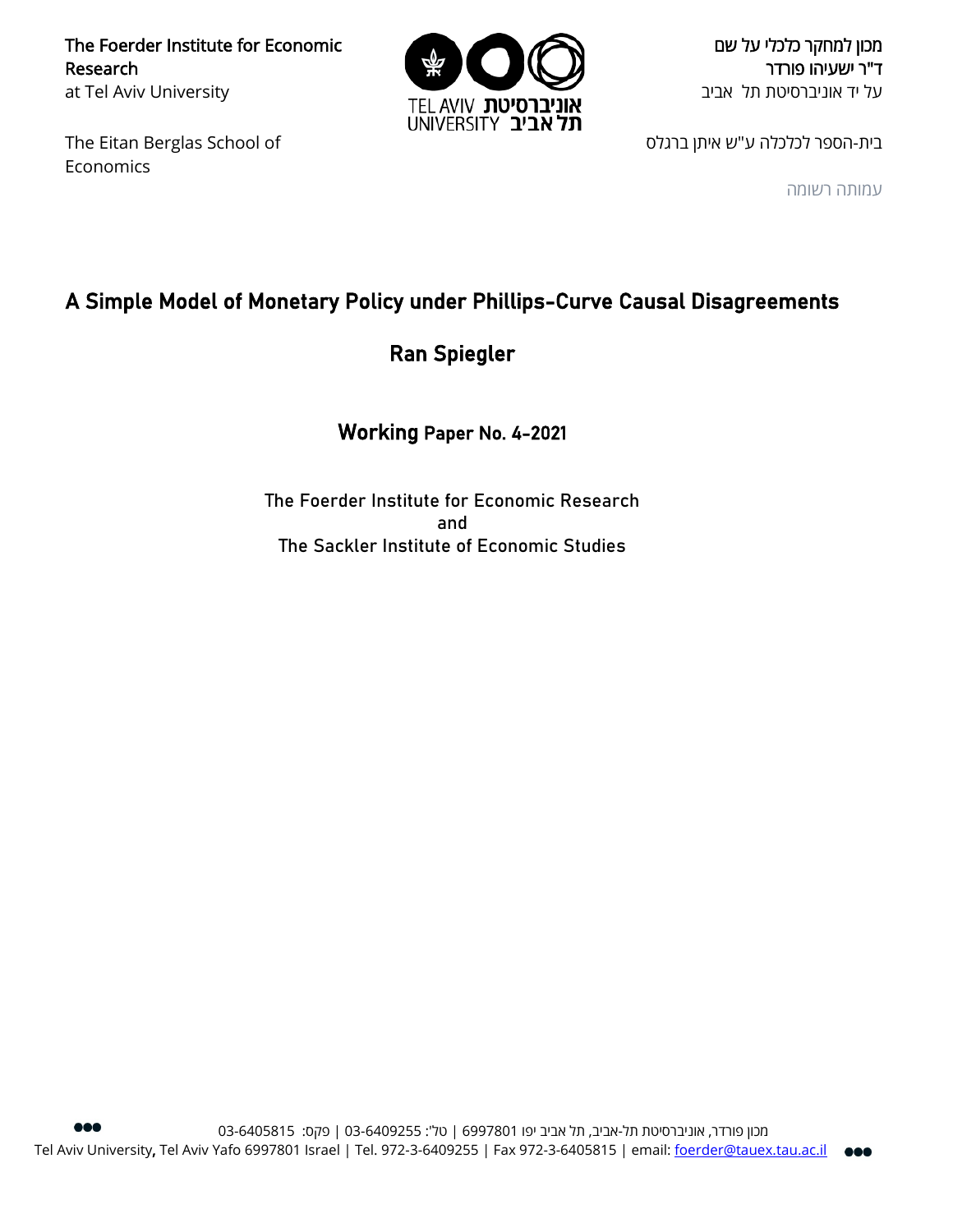The Foerder Institute for Economic Research
at Tel Aviv University

The Eitan Berglas School of Economics

מכון למחקר כלכלי על שם
ד"ר ישעיהו פורדר
על יד אוניברסיטת תל אביב

בית-הספר לכלכלה ע"ש איתן ברגלס

עמותה רשומה

# A Simple Model of Monetary Policy under Phillips-Curve Causal Disagreements

## Ran Spiegler

### Working Paper No. 4-2021

The Foerder Institute for Economic Research
and
The Sackler Institute of Economic Studies

מכון פורדר, אוניברסיטת תל-אביב, תל אביב יפו 6997801 | טל': 03-6409255 | פקס: 03-6405815

Tel Aviv University, Tel Aviv Yafo 6997801 Israel | Tel. 972-3-6409255 | Fax 972-3-6405815 | email: foerder@tauex.tau.ac.il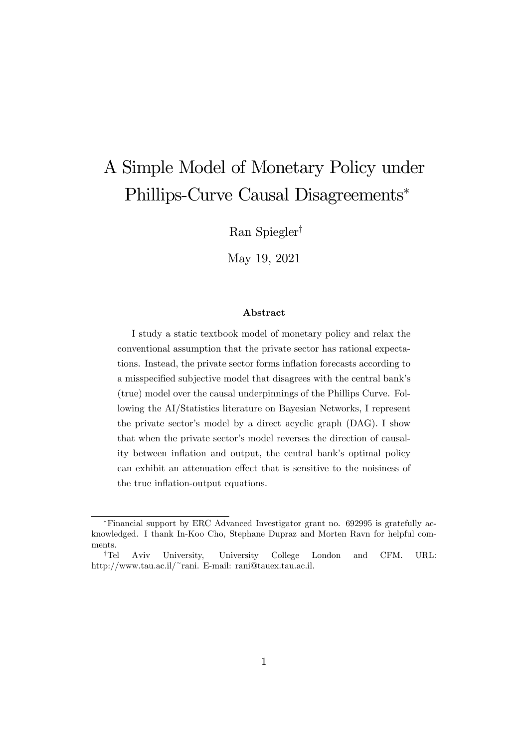# A Simple Model of Monetary Policy under Phillips-Curve Causal Disagreements*

Ran Spiegler†

May 19, 2021

### Abstract

I study a static textbook model of monetary policy and relax the conventional assumption that the private sector has rational expectations. Instead, the private sector forms inflation forecasts according to a misspecified subjective model that disagrees with the central bank's (true) model over the causal underpinnings of the Phillips Curve. Following the AI/Statistics literature on Bayesian Networks, I represent the private sector's model by a direct acyclic graph (DAG). I show that when the private sector's model reverses the direction of causality between inflation and output, the central bank's optimal policy can exhibit an attenuation effect that is sensitive to the noisiness of the true inflation-output equations.

---

*Financial support by ERC Advanced Investigator grant no. 692995 is gratefully acknowledged. I thank In-Koo Cho, Stephane Dupraz and Morten Ravn for helpful comments.

†Tel Aviv University, University College London and CFM. URL: http://www.tau.ac.il/~rani. E-mail: rani@tauex.tau.ac.il.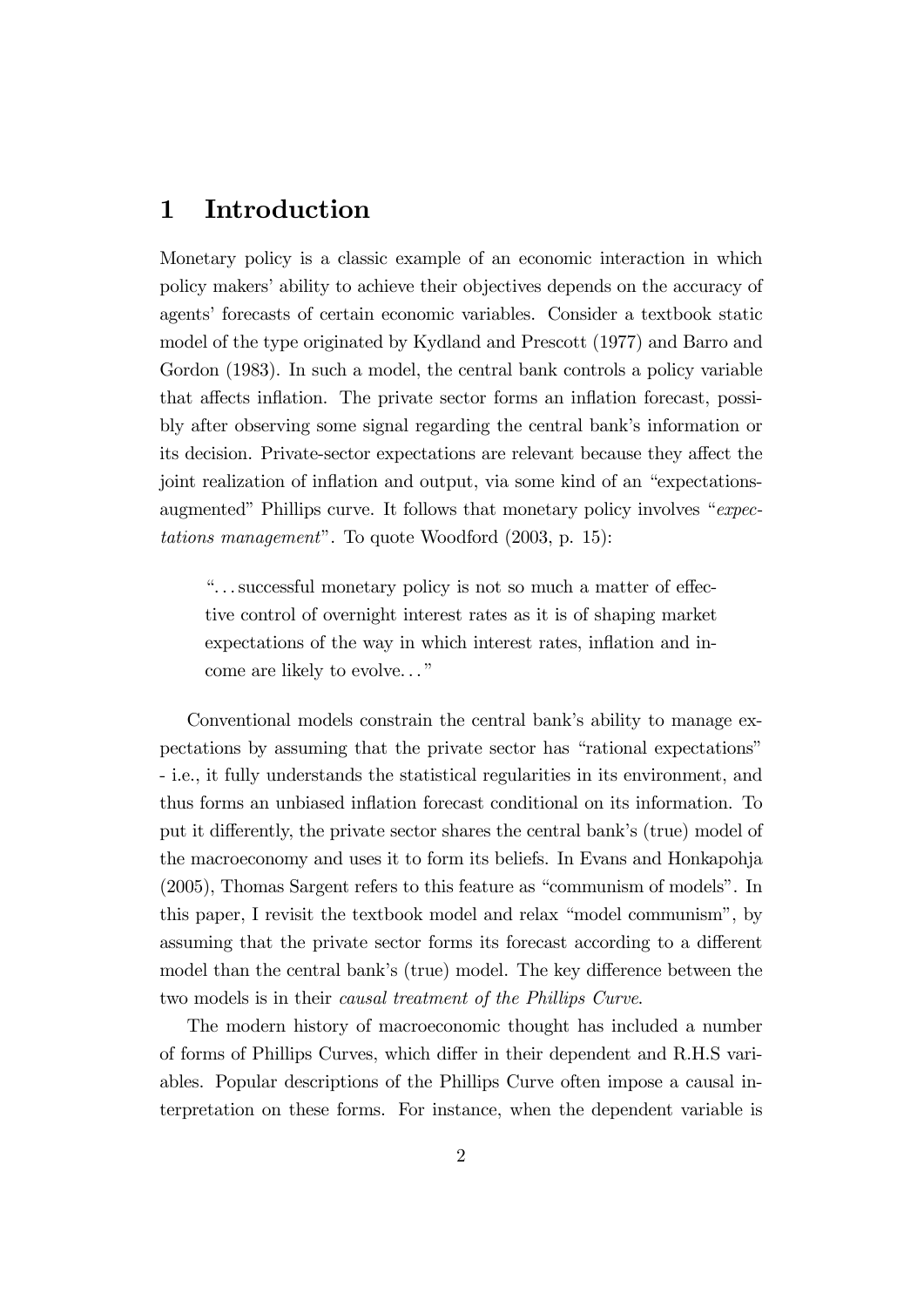# 1 Introduction

Monetary policy is a classic example of an economic interaction in which policy makers' ability to achieve their objectives depends on the accuracy of agents' forecasts of certain economic variables. Consider a textbook static model of the type originated by Kydland and Prescott (1977) and Barro and Gordon (1983). In such a model, the central bank controls a policy variable that affects inflation. The private sector forms an inflation forecast, possibly after observing some signal regarding the central bank's information or its decision. Private-sector expectations are relevant because they affect the joint realization of inflation and output, via some kind of an "expectations-augmented" Phillips curve. It follows that monetary policy involves "*expectations management*". To quote Woodford (2003, p. 15):

> "...successful monetary policy is not so much a matter of effective control of overnight interest rates as it is of shaping market expectations of the way in which interest rates, inflation and income are likely to evolve..."

Conventional models constrain the central bank's ability to manage expectations by assuming that the private sector has "rational expectations" - i.e., it fully understands the statistical regularities in its environment, and thus forms an unbiased inflation forecast conditional on its information. To put it differently, the private sector shares the central bank's (true) model of the macroeconomy and uses it to form its beliefs. In Evans and Honkapohja (2005), Thomas Sargent refers to this feature as "communism of models". In this paper, I revisit the textbook model and relax "model communism", by assuming that the private sector forms its forecast according to a different model than the central bank's (true) model. The key difference between the two models is in their *causal treatment of the Phillips Curve*.

The modern history of macroeconomic thought has included a number of forms of Phillips Curves, which differ in their dependent and R.H.S variables. Popular descriptions of the Phillips Curve often impose a causal interpretation on these forms. For instance, when the dependent variable is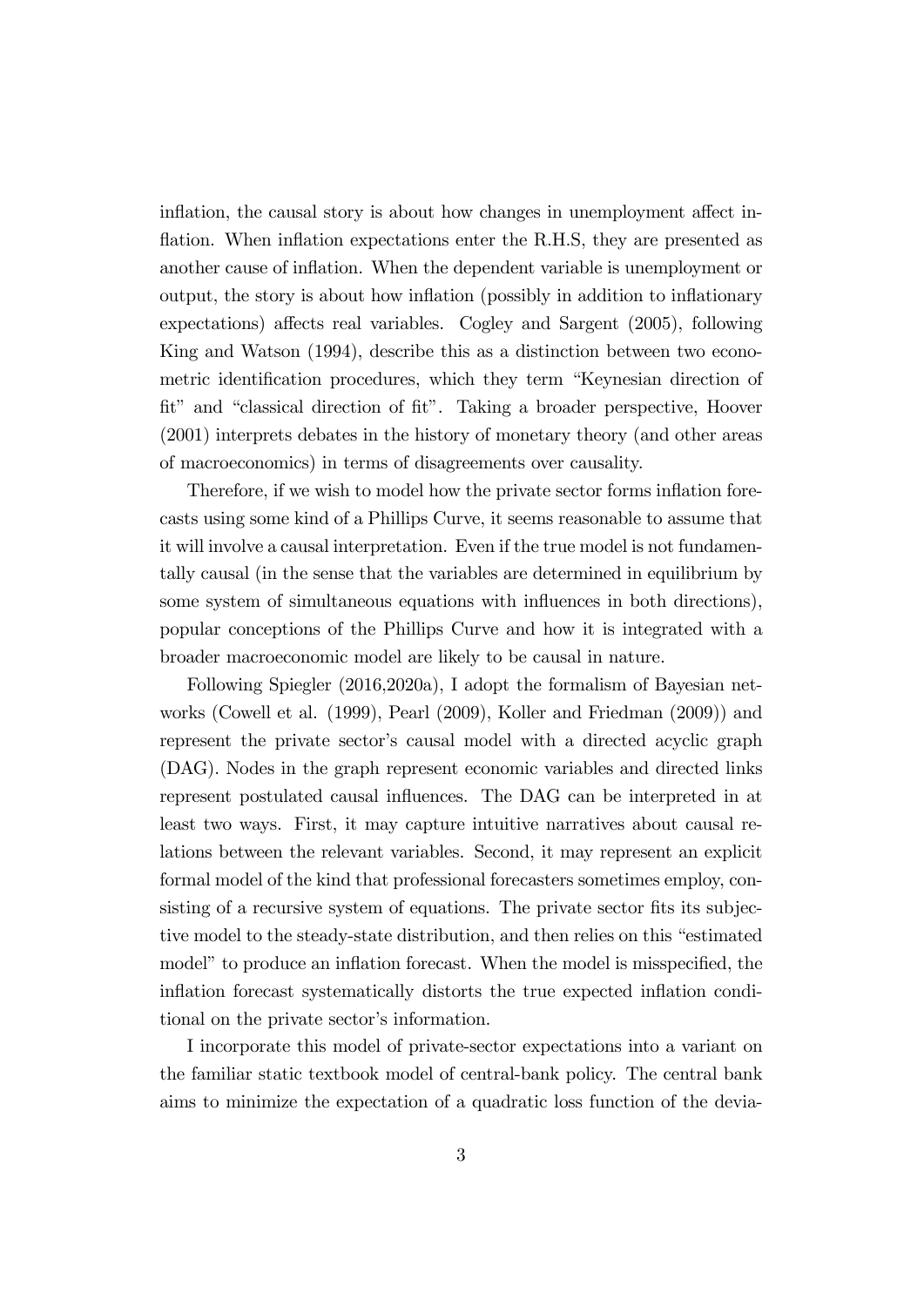inflation, the causal story is about how changes in unemployment affect inflation. When inflation expectations enter the R.H.S, they are presented as another cause of inflation. When the dependent variable is unemployment or output, the story is about how inflation (possibly in addition to inflationary expectations) affects real variables. Cogley and Sargent (2005), following King and Watson (1994), describe this as a distinction between two econometric identification procedures, which they term "Keynesian direction of fit" and "classical direction of fit". Taking a broader perspective, Hoover (2001) interprets debates in the history of monetary theory (and other areas of macroeconomics) in terms of disagreements over causality.

Therefore, if we wish to model how the private sector forms inflation forecasts using some kind of a Phillips Curve, it seems reasonable to assume that it will involve a causal interpretation. Even if the true model is not fundamentally causal (in the sense that the variables are determined in equilibrium by some system of simultaneous equations with influences in both directions), popular conceptions of the Phillips Curve and how it is integrated with a broader macroeconomic model are likely to be causal in nature.

Following Spiegler (2016,2020a), I adopt the formalism of Bayesian networks (Cowell et al. (1999), Pearl (2009), Koller and Friedman (2009)) and represent the private sector's causal model with a directed acyclic graph (DAG). Nodes in the graph represent economic variables and directed links represent postulated causal influences. The DAG can be interpreted in at least two ways. First, it may capture intuitive narratives about causal relations between the relevant variables. Second, it may represent an explicit formal model of the kind that professional forecasters sometimes employ, consisting of a recursive system of equations. The private sector fits its subjective model to the steady-state distribution, and then relies on this "estimated model" to produce an inflation forecast. When the model is misspecified, the inflation forecast systematically distorts the true expected inflation conditional on the private sector's information.

I incorporate this model of private-sector expectations into a variant on the familiar static textbook model of central-bank policy. The central bank aims to minimize the expectation of a quadratic loss function of the devia-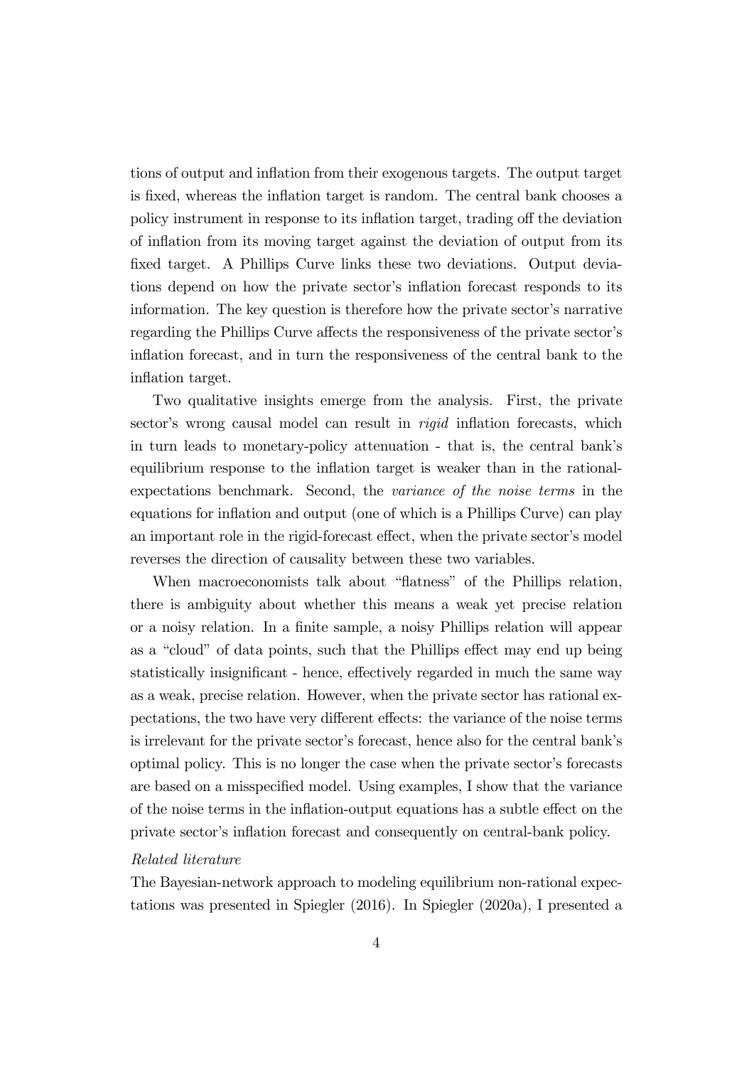tions of output and inflation from their exogenous targets. The output target is fixed, whereas the inflation target is random. The central bank chooses a policy instrument in response to its inflation target, trading off the deviation of inflation from its moving target against the deviation of output from its fixed target. A Phillips Curve links these two deviations. Output deviations depend on how the private sector's inflation forecast responds to its information. The key question is therefore how the private sector's narrative regarding the Phillips Curve affects the responsiveness of the private sector's inflation forecast, and in turn the responsiveness of the central bank to the inflation target.

Two qualitative insights emerge from the analysis. First, the private sector's wrong causal model can result in *rigid* inflation forecasts, which in turn leads to monetary-policy attenuation - that is, the central bank's equilibrium response to the inflation target is weaker than in the rational-expectations benchmark. Second, the *variance of the noise terms* in the equations for inflation and output (one of which is a Phillips Curve) can play an important role in the rigid-forecast effect, when the private sector's model reverses the direction of causality between these two variables.

When macroeconomists talk about "flatness" of the Phillips relation, there is ambiguity about whether this means a weak yet precise relation or a noisy relation. In a finite sample, a noisy Phillips relation will appear as a "cloud" of data points, such that the Phillips effect may end up being statistically insignificant - hence, effectively regarded in much the same way as a weak, precise relation. However, when the private sector has rational expectations, the two have very different effects: the variance of the noise terms is irrelevant for the private sector's forecast, hence also for the central bank's optimal policy. This is no longer the case when the private sector's forecasts are based on a misspecified model. Using examples, I show that the variance of the noise terms in the inflation-output equations has a subtle effect on the private sector's inflation forecast and consequently on central-bank policy.

*Related literature*

The Bayesian-network approach to modeling equilibrium non-rational expectations was presented in Spiegler (2016). In Spiegler (2020a), I presented a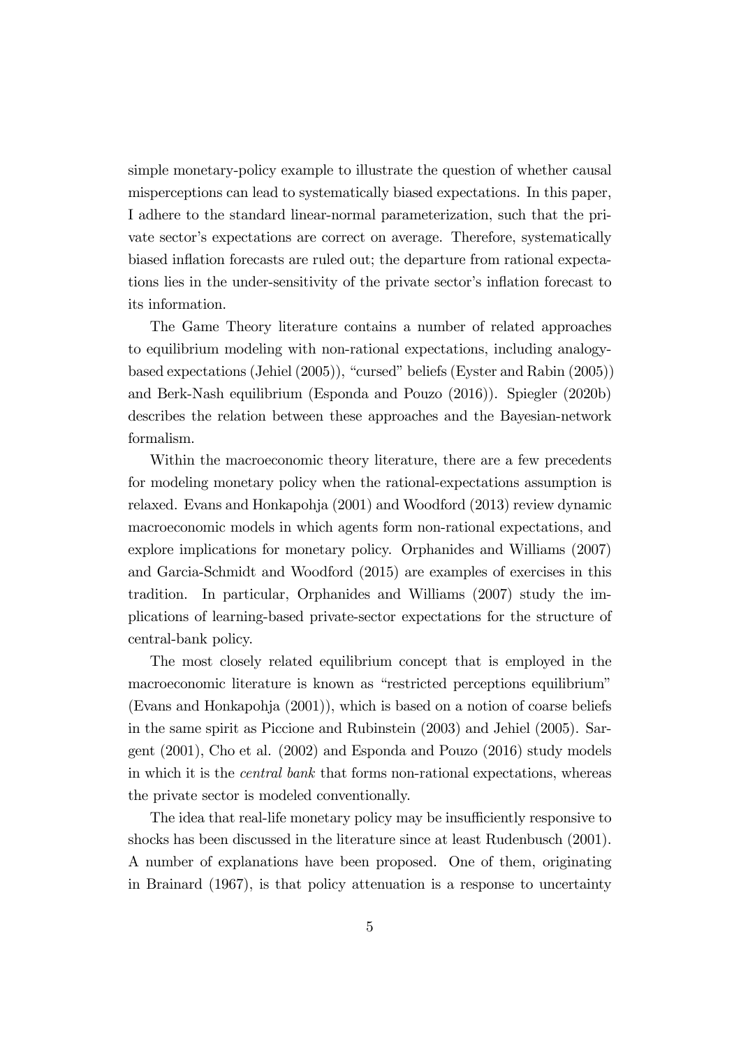simple monetary-policy example to illustrate the question of whether causal misperceptions can lead to systematically biased expectations. In this paper, I adhere to the standard linear-normal parameterization, such that the private sector's expectations are correct on average. Therefore, systematically biased inflation forecasts are ruled out; the departure from rational expectations lies in the under-sensitivity of the private sector's inflation forecast to its information.

The Game Theory literature contains a number of related approaches to equilibrium modeling with non-rational expectations, including analogy-based expectations (Jehiel (2005)), "cursed" beliefs (Eyster and Rabin (2005)) and Berk-Nash equilibrium (Esponda and Pouzo (2016)). Spiegler (2020b) describes the relation between these approaches and the Bayesian-network formalism.

Within the macroeconomic theory literature, there are a few precedents for modeling monetary policy when the rational-expectations assumption is relaxed. Evans and Honkapohja (2001) and Woodford (2013) review dynamic macroeconomic models in which agents form non-rational expectations, and explore implications for monetary policy. Orphanides and Williams (2007) and Garcia-Schmidt and Woodford (2015) are examples of exercises in this tradition. In particular, Orphanides and Williams (2007) study the implications of learning-based private-sector expectations for the structure of central-bank policy.

The most closely related equilibrium concept that is employed in the macroeconomic literature is known as "restricted perceptions equilibrium" (Evans and Honkapohja (2001)), which is based on a notion of coarse beliefs in the same spirit as Piccione and Rubinstein (2003) and Jehiel (2005). Sargent (2001), Cho et al. (2002) and Esponda and Pouzo (2016) study models in which it is the *central bank* that forms non-rational expectations, whereas the private sector is modeled conventionally.

The idea that real-life monetary policy may be insufficiently responsive to shocks has been discussed in the literature since at least Rudenbusch (2001). A number of explanations have been proposed. One of them, originating in Brainard (1967), is that policy attenuation is a response to uncertainty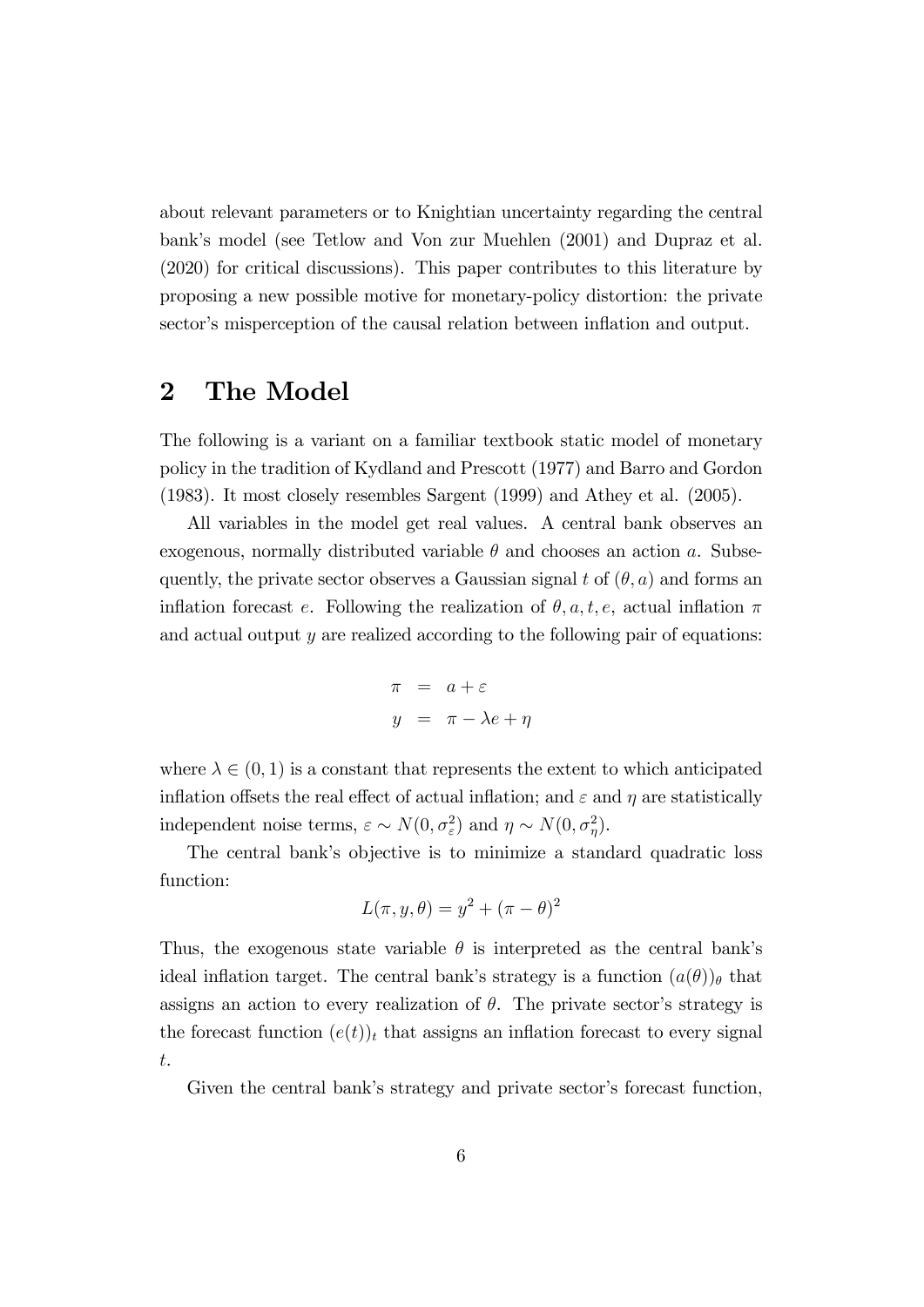about relevant parameters or to Knightian uncertainty regarding the central bank's model (see Tetlow and Von zur Muehlen (2001) and Dupraz et al. (2020) for critical discussions). This paper contributes to this literature by proposing a new possible motive for monetary-policy distortion: the private sector's misperception of the causal relation between inflation and output.

## 2 The Model

The following is a variant on a familiar textbook static model of monetary policy in the tradition of Kydland and Prescott (1977) and Barro and Gordon (1983). It most closely resembles Sargent (1999) and Athey et al. (2005).

All variables in the model get real values. A central bank observes an exogenous, normally distributed variable $\theta$ and chooses an action $a$. Subsequently, the private sector observes a Gaussian signal $t$ of $(\theta, a)$ and forms an inflation forecast $e$. Following the realization of $\theta, a, t, e$, actual inflation $\pi$ and actual output $y$ are realized according to the following pair of equations:

$$
\begin{aligned}
\pi &= a + \varepsilon \\
y &= \pi - \lambda e + \eta
\end{aligned}
$$

where $\lambda \in (0,1)$ is a constant that represents the extent to which anticipated inflation offsets the real effect of actual inflation; and $\varepsilon$ and $\eta$ are statistically independent noise terms, $\varepsilon \sim N(0, \sigma_\varepsilon^2)$ and $\eta \sim N(0, \sigma_\eta^2)$.

The central bank's objective is to minimize a standard quadratic loss function:

$$
L(\pi, y, \theta) = y^2 + (\pi - \theta)^2
$$

Thus, the exogenous state variable $\theta$ is interpreted as the central bank's ideal inflation target. The central bank's strategy is a function $(a(\theta))_\theta$ that assigns an action to every realization of $\theta$. The private sector's strategy is the forecast function $(e(t))_t$ that assigns an inflation forecast to every signal $t$.

Given the central bank's strategy and private sector's forecast function,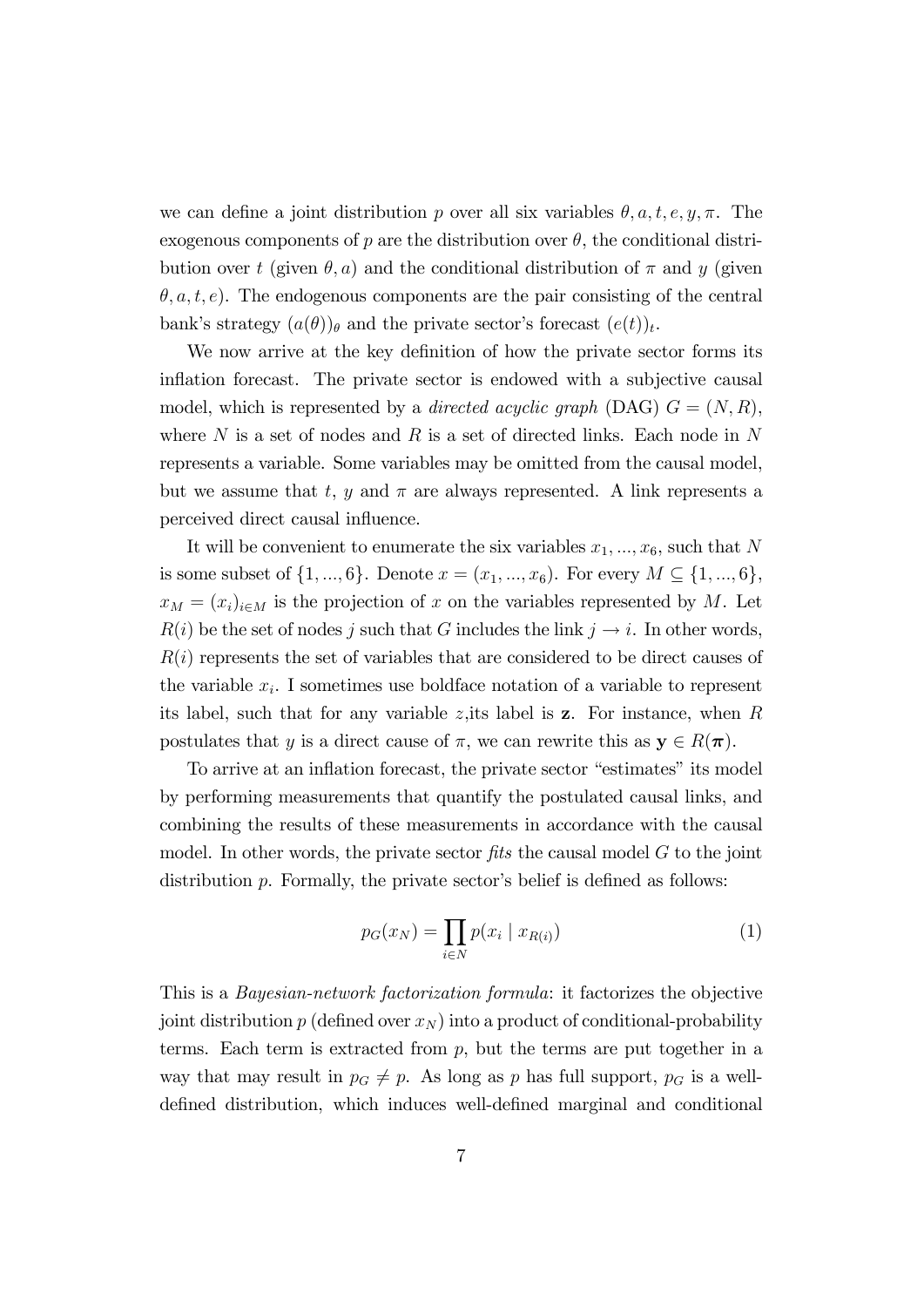we can define a joint distribution $p$ over all six variables $\theta, a, t, e, y, \pi$. The exogenous components of $p$ are the distribution over $\theta$, the conditional distribution over $t$ (given $\theta, a$) and the conditional distribution of $\pi$ and $y$ (given $\theta, a, t, e$). The endogenous components are the pair consisting of the central bank's strategy $(a(\theta))_\theta$ and the private sector's forecast $(e(t))_t$.

We now arrive at the key definition of how the private sector forms its inflation forecast. The private sector is endowed with a subjective causal model, which is represented by a *directed acyclic graph* (DAG) $G = (N, R)$, where $N$ is a set of nodes and $R$ is a set of directed links. Each node in $N$ represents a variable. Some variables may be omitted from the causal model, but we assume that $t$, $y$ and $\pi$ are always represented. A link represents a perceived direct causal influence.

It will be convenient to enumerate the six variables $x_1, ..., x_6$, such that $N$ is some subset of $\{1, ..., 6\}$. Denote $x = (x_1, ..., x_6)$. For every $M \subseteq \{1, ..., 6\}$, $x_M = (x_i)_{i \in M}$ is the projection of $x$ on the variables represented by $M$. Let $R(i)$ be the set of nodes $j$ such that $G$ includes the link $j \rightarrow i$. In other words, $R(i)$ represents the set of variables that are considered to be direct causes of the variable $x_i$. I sometimes use boldface notation of a variable to represent its label, such that for any variable $z$,its label is $\mathbf{z}$. For instance, when $R$ postulates that $y$ is a direct cause of $\pi$, we can rewrite this as $\mathbf{y} \in R(\boldsymbol{\pi})$.

To arrive at an inflation forecast, the private sector "estimates" its model by performing measurements that quantify the postulated causal links, and combining the results of these measurements in accordance with the causal model. In other words, the private sector *fits* the causal model $G$ to the joint distribution $p$. Formally, the private sector's belief is defined as follows:

$$p_G(x_N) = \prod_{i \in N} p(x_i \mid x_{R(i)}) \tag{1}$$

This is a *Bayesian-network factorization formula*: it factorizes the objective joint distribution $p$ (defined over $x_N$) into a product of conditional-probability terms. Each term is extracted from $p$, but the terms are put together in a way that may result in $p_G \neq p$. As long as $p$ has full support, $p_G$ is a well-defined distribution, which induces well-defined marginal and conditional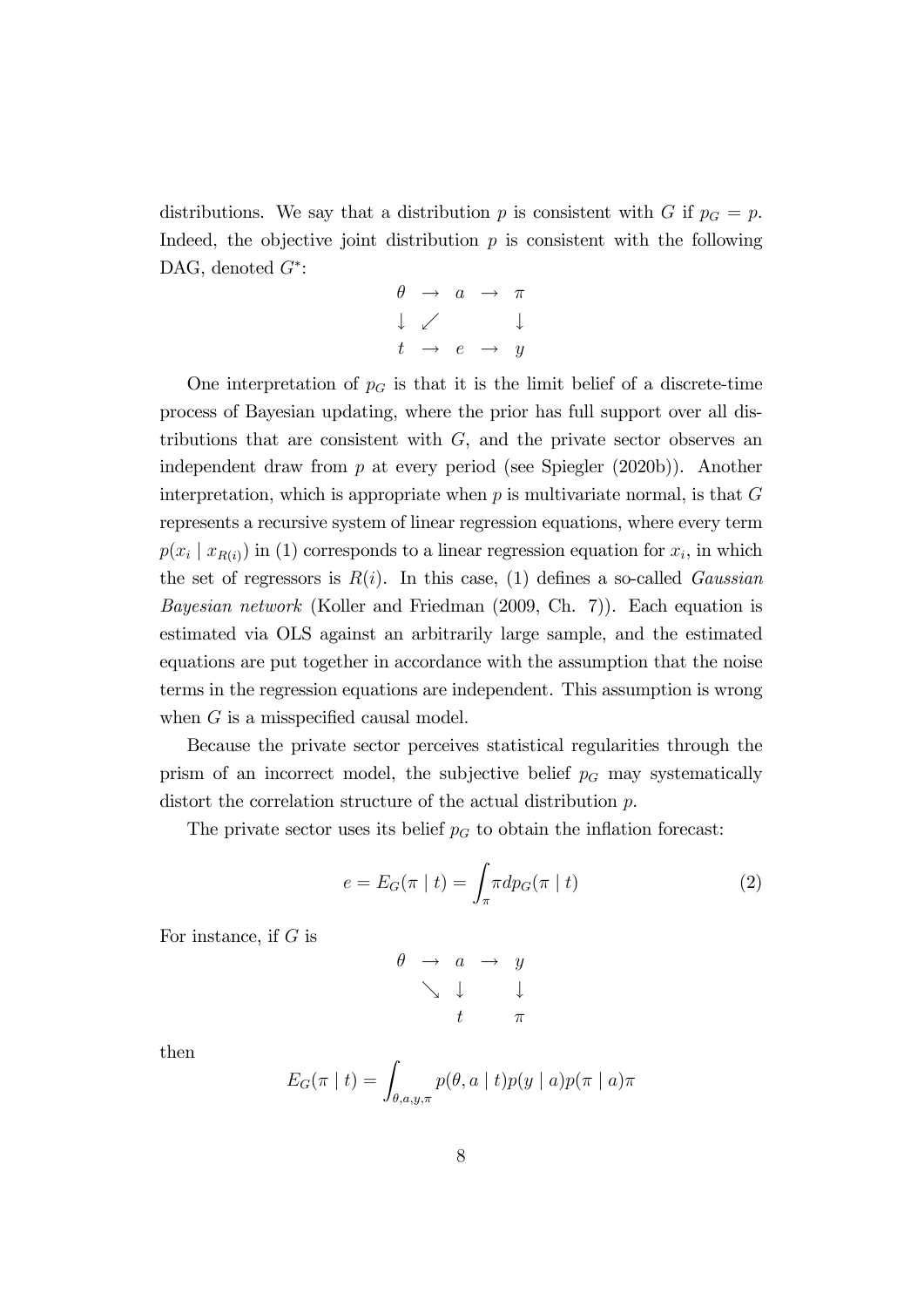distributions. We say that a distribution $p$ is consistent with $G$ if $p_G = p$. Indeed, the objective joint distribution $p$ is consistent with the following DAG, denoted $G^*$:

$$
\begin{array}{ccccc}
\theta & \rightarrow & a & \rightarrow & \pi \\
\downarrow & \swarrow & & & \downarrow \\
t & \rightarrow & e & \rightarrow & y
\end{array}
$$

One interpretation of $p_G$ is that it is the limit belief of a discrete-time process of Bayesian updating, where the prior has full support over all distributions that are consistent with $G$, and the private sector observes an independent draw from $p$ at every period (see Spiegler (2020b)). Another interpretation, which is appropriate when $p$ is multivariate normal, is that $G$ represents a recursive system of linear regression equations, where every term $p(x_i \mid x_{R(i)})$ in (1) corresponds to a linear regression equation for $x_i$, in which the set of regressors is $R(i)$. In this case, (1) defines a so-called *Gaussian Bayesian network* (Koller and Friedman (2009, Ch. 7)). Each equation is estimated via OLS against an arbitrarily large sample, and the estimated equations are put together in accordance with the assumption that the noise terms in the regression equations are independent. This assumption is wrong when $G$ is a misspecified causal model.

Because the private sector perceives statistical regularities through the prism of an incorrect model, the subjective belief $p_G$ may systematically distort the correlation structure of the actual distribution $p$.

The private sector uses its belief $p_G$ to obtain the inflation forecast:

$$
e = E_G(\pi \mid t) = \int_\pi \pi dp_G(\pi \mid t) \tag{2}
$$

For instance, if $G$ is

$$
\begin{array}{ccccc}
\theta & \rightarrow & a & \rightarrow & y \\
 & \searrow & \downarrow & & \downarrow \\
 & & t & & \pi
\end{array}
$$

then

$$
E_G(\pi \mid t) = \int_{\theta,a,y,\pi} p(\theta, a \mid t) p(y \mid a) p(\pi \mid a) \pi
$$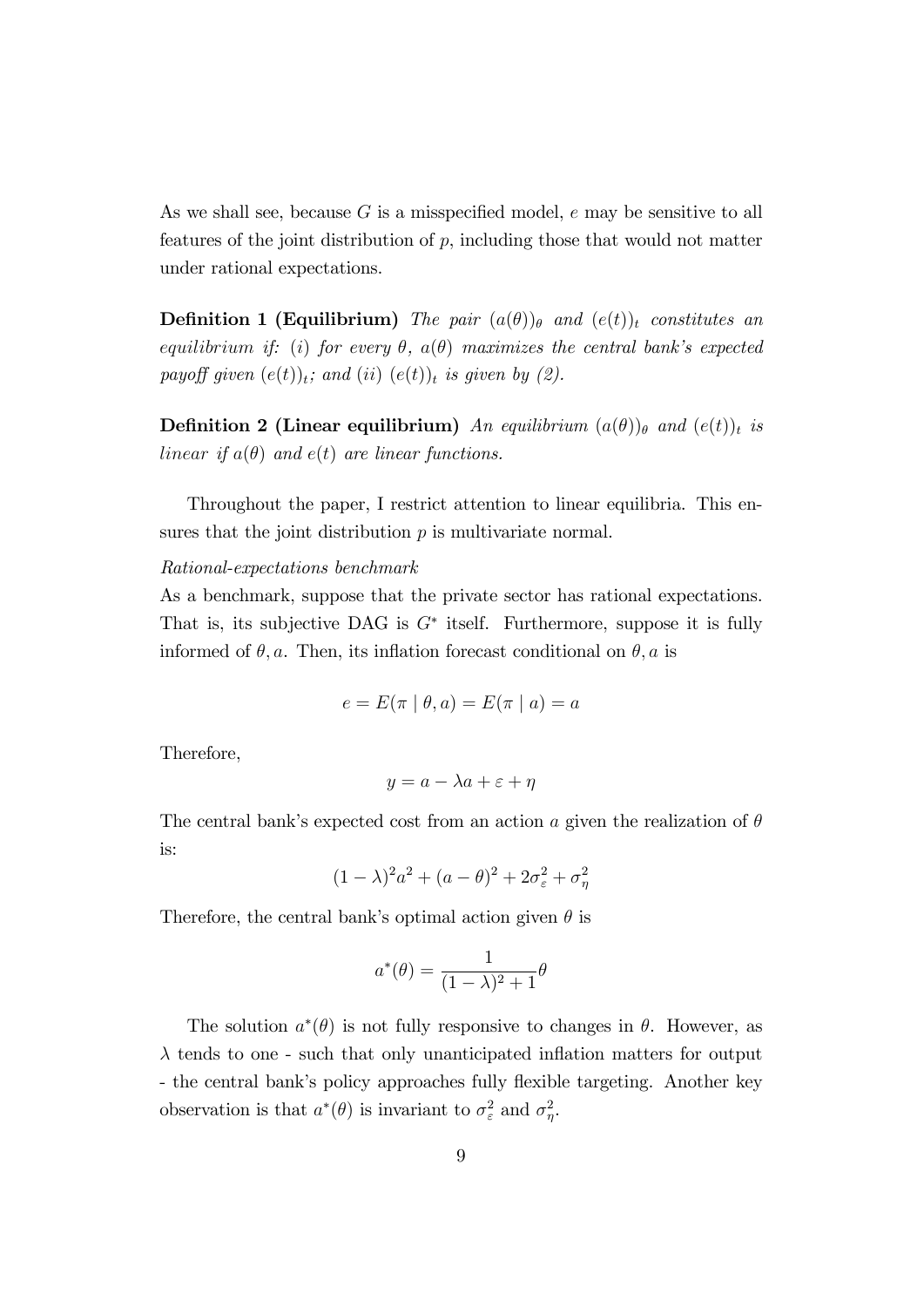As we shall see, because $G$ is a misspecified model, $e$ may be sensitive to all features of the joint distribution of $p$, including those that would not matter under rational expectations.

**Definition 1 (Equilibrium)** *The pair* $(a(\theta))_\theta$ *and* $(e(t))_t$ *constitutes an equilibrium if: (i) for every* $\theta$*,* $a(\theta)$ *maximizes the central bank's expected payoff given* $(e(t))_t$*; and (ii)* $(e(t))_t$ *is given by (2).*

**Definition 2 (Linear equilibrium)** *An equilibrium* $(a(\theta))_\theta$ *and* $(e(t))_t$ *is linear if* $a(\theta)$ *and* $e(t)$ *are linear functions.*

Throughout the paper, I restrict attention to linear equilibria. This ensures that the joint distribution $p$ is multivariate normal.

*Rational-expectations benchmark*

As a benchmark, suppose that the private sector has rational expectations. That is, its subjective DAG is $G^*$ itself. Furthermore, suppose it is fully informed of $\theta, a$. Then, its inflation forecast conditional on $\theta, a$ is

$$e = E(\pi \mid \theta, a) = E(\pi \mid a) = a$$

Therefore,

$$y = a - \lambda a + \varepsilon + \eta$$

The central bank's expected cost from an action $a$ given the realization of $\theta$ is:

$$(1-\lambda)^2 a^2 + (a-\theta)^2 + 2\sigma_\varepsilon^2 + \sigma_\eta^2$$

Therefore, the central bank's optimal action given $\theta$ is

$$a^*(\theta) = \frac{1}{(1-\lambda)^2 + 1}\theta$$

The solution $a^*(\theta)$ is not fully responsive to changes in $\theta$. However, as $\lambda$ tends to one - such that only unanticipated inflation matters for output - the central bank's policy approaches fully flexible targeting. Another key observation is that $a^*(\theta)$ is invariant to $\sigma_\varepsilon^2$ and $\sigma_\eta^2$.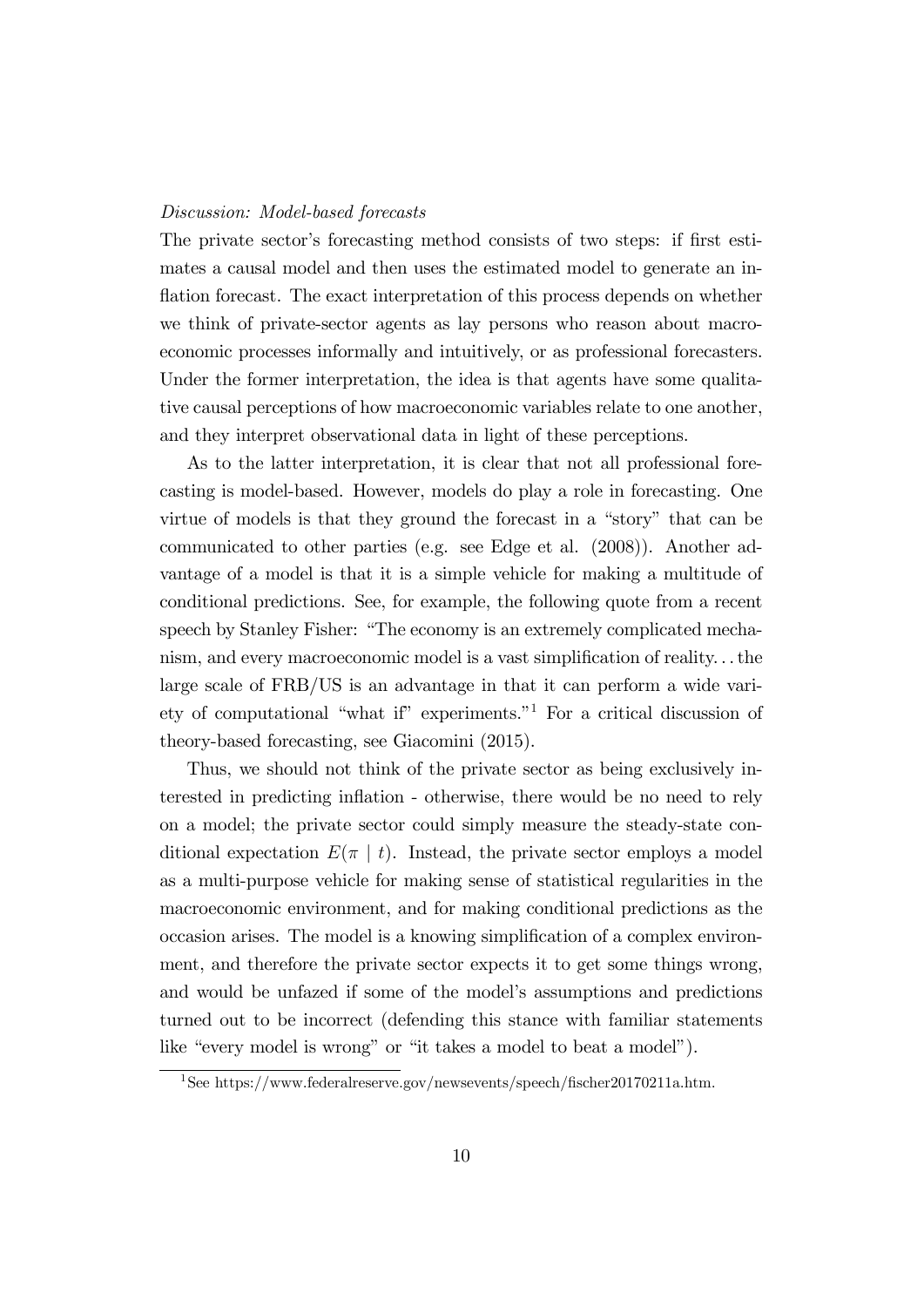*Discussion: Model-based forecasts*

The private sector's forecasting method consists of two steps: if first estimates a causal model and then uses the estimated model to generate an inflation forecast. The exact interpretation of this process depends on whether we think of private-sector agents as lay persons who reason about macroeconomic processes informally and intuitively, or as professional forecasters. Under the former interpretation, the idea is that agents have some qualitative causal perceptions of how macroeconomic variables relate to one another, and they interpret observational data in light of these perceptions.

As to the latter interpretation, it is clear that not all professional forecasting is model-based. However, models do play a role in forecasting. One virtue of models is that they ground the forecast in a "story" that can be communicated to other parties (e.g. see Edge et al. (2008)). Another advantage of a model is that it is a simple vehicle for making a multitude of conditional predictions. See, for example, the following quote from a recent speech by Stanley Fisher: "The economy is an extremely complicated mechanism, and every macroeconomic model is a vast simplification of reality. . . the large scale of FRB/US is an advantage in that it can perform a wide variety of computational "what if" experiments."[1] For a critical discussion of theory-based forecasting, see Giacomini (2015).

Thus, we should not think of the private sector as being exclusively interested in predicting inflation - otherwise, there would be no need to rely on a model; the private sector could simply measure the steady-state conditional expectation $E(\pi \mid t)$. Instead, the private sector employs a model as a multi-purpose vehicle for making sense of statistical regularities in the macroeconomic environment, and for making conditional predictions as the occasion arises. The model is a knowing simplification of a complex environment, and therefore the private sector expects it to get some things wrong, and would be unfazed if some of the model's assumptions and predictions turned out to be incorrect (defending this stance with familiar statements like "every model is wrong" or "it takes a model to beat a model").

[1] See https://www.federalreserve.gov/newsevents/speech/fischer20170211a.htm.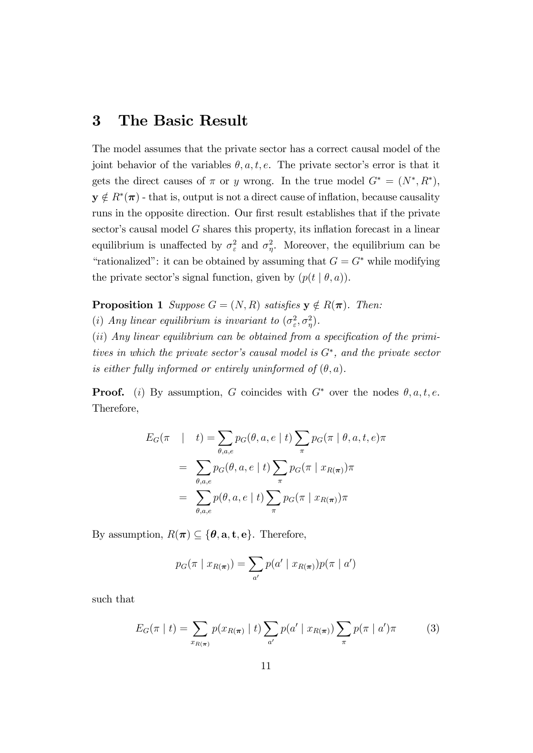# 3 The Basic Result

The model assumes that the private sector has a correct causal model of the joint behavior of the variables $\theta, a, t, e$. The private sector's error is that it gets the direct causes of $\pi$ or $y$ wrong. In the true model $G^* = (N^*, R^*)$, $\mathbf{y} \notin R^*(\boldsymbol{\pi})$ - that is, output is not a direct cause of inflation, because causality runs in the opposite direction. Our first result establishes that if the private sector's causal model $G$ shares this property, its inflation forecast in a linear equilibrium is unaffected by $\sigma_\varepsilon^2$ and $\sigma_\eta^2$. Moreover, the equilibrium can be "rationalized": it can be obtained by assuming that $G = G^*$ while modifying the private sector's signal function, given by $(p(t \mid \theta, a))$.

**Proposition 1** *Suppose $G = (N, R)$ satisfies $\mathbf{y} \notin R(\boldsymbol{\pi})$. Then:*
*$(i)$ Any linear equilibrium is invariant to $(\sigma_\varepsilon^2, \sigma_\eta^2)$.*
*$(ii)$ Any linear equilibrium can be obtained from a specification of the primitives in which the private sector's causal model is $G^*$, and the private sector is either fully informed or entirely uninformed of $(\theta, a)$.*

**Proof.** $(i)$ By assumption, $G$ coincides with $G^*$ over the nodes $\theta, a, t, e$. Therefore,

$$
\begin{aligned}
E_G(\pi \quad | \quad t) &= \sum_{\theta,a,e} p_G(\theta, a, e \mid t) \sum_{\pi} p_G(\pi \mid \theta, a, t, e)\pi \\
&= \sum_{\theta,a,e} p_G(\theta, a, e \mid t) \sum_{\pi} p_G(\pi \mid x_{R(\boldsymbol{\pi})})\pi \\
&= \sum_{\theta,a,e} p(\theta, a, e \mid t) \sum_{\pi} p_G(\pi \mid x_{R(\boldsymbol{\pi})})\pi
\end{aligned}
$$

By assumption, $R(\boldsymbol{\pi}) \subseteq \{\boldsymbol{\theta}, \mathbf{a}, \mathbf{t}, \mathbf{e}\}$. Therefore,

$$
p_G(\pi \mid x_{R(\boldsymbol{\pi})}) = \sum_{a'} p(a' \mid x_{R(\boldsymbol{\pi})}) p(\pi \mid a')
$$

such that

$$
E_G(\pi \mid t) = \sum_{x_{R(\boldsymbol{\pi})}} p(x_{R(\boldsymbol{\pi})} \mid t) \sum_{a'} p(a' \mid x_{R(\boldsymbol{\pi})}) \sum_{\pi} p(\pi \mid a')\pi \tag{3}
$$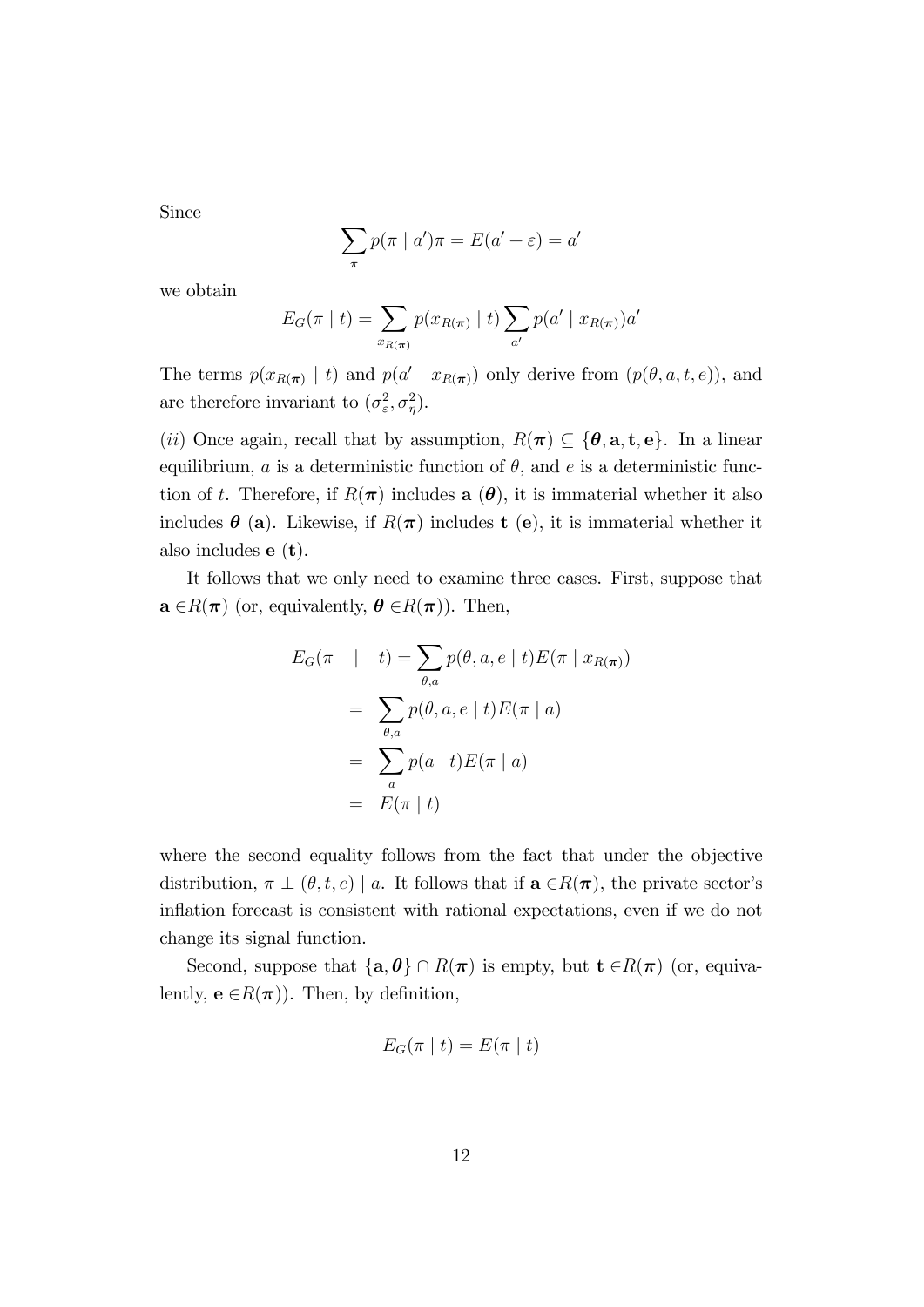Since

$$\sum_{\pi} p(\pi \mid a')\pi = E(a' + \varepsilon) = a'$$

we obtain

$$E_G(\pi \mid t) = \sum_{x_{R(\boldsymbol{\pi})}} p(x_{R(\boldsymbol{\pi})} \mid t) \sum_{a'} p(a' \mid x_{R(\boldsymbol{\pi})}) a'$$

The terms $p(x_{R(\boldsymbol{\pi})} \mid t)$ and $p(a' \mid x_{R(\boldsymbol{\pi})})$ only derive from $(p(\theta, a, t, e))$, and are therefore invariant to $(\sigma_\varepsilon^2, \sigma_\eta^2)$.

*(ii)* Once again, recall that by assumption, $R(\boldsymbol{\pi}) \subseteq \{\boldsymbol{\theta}, \mathbf{a}, \mathbf{t}, \mathbf{e}\}$. In a linear equilibrium, $a$ is a deterministic function of $\theta$, and $e$ is a deterministic function of $t$. Therefore, if $R(\boldsymbol{\pi})$ includes $\mathbf{a}$ $(\boldsymbol{\theta})$, it is immaterial whether it also includes $\boldsymbol{\theta}$ $(\mathbf{a})$. Likewise, if $R(\boldsymbol{\pi})$ includes $\mathbf{t}$ $(\mathbf{e})$, it is immaterial whether it also includes $\mathbf{e}$ $(\mathbf{t})$.

It follows that we only need to examine three cases. First, suppose that $\mathbf{a} \in R(\boldsymbol{\pi})$ (or, equivalently, $\boldsymbol{\theta} \in R(\boldsymbol{\pi})$). Then,

$$\begin{aligned}
E_G(\pi \mid t) &= \sum_{\theta, a} p(\theta, a, e \mid t) E(\pi \mid x_{R(\boldsymbol{\pi})}) \\
&= \sum_{\theta, a} p(\theta, a, e \mid t) E(\pi \mid a) \\
&= \sum_{a} p(a \mid t) E(\pi \mid a) \\
&= E(\pi \mid t)
\end{aligned}$$

where the second equality follows from the fact that under the objective distribution, $\pi \perp (\theta, t, e) \mid a$. It follows that if $\mathbf{a} \in R(\boldsymbol{\pi})$, the private sector's inflation forecast is consistent with rational expectations, even if we do not change its signal function.

Second, suppose that $\{\mathbf{a}, \boldsymbol{\theta}\} \cap R(\boldsymbol{\pi})$ is empty, but $\mathbf{t} \in R(\boldsymbol{\pi})$ (or, equivalently, $\mathbf{e} \in R(\boldsymbol{\pi})$). Then, by definition,

$$E_G(\pi \mid t) = E(\pi \mid t)$$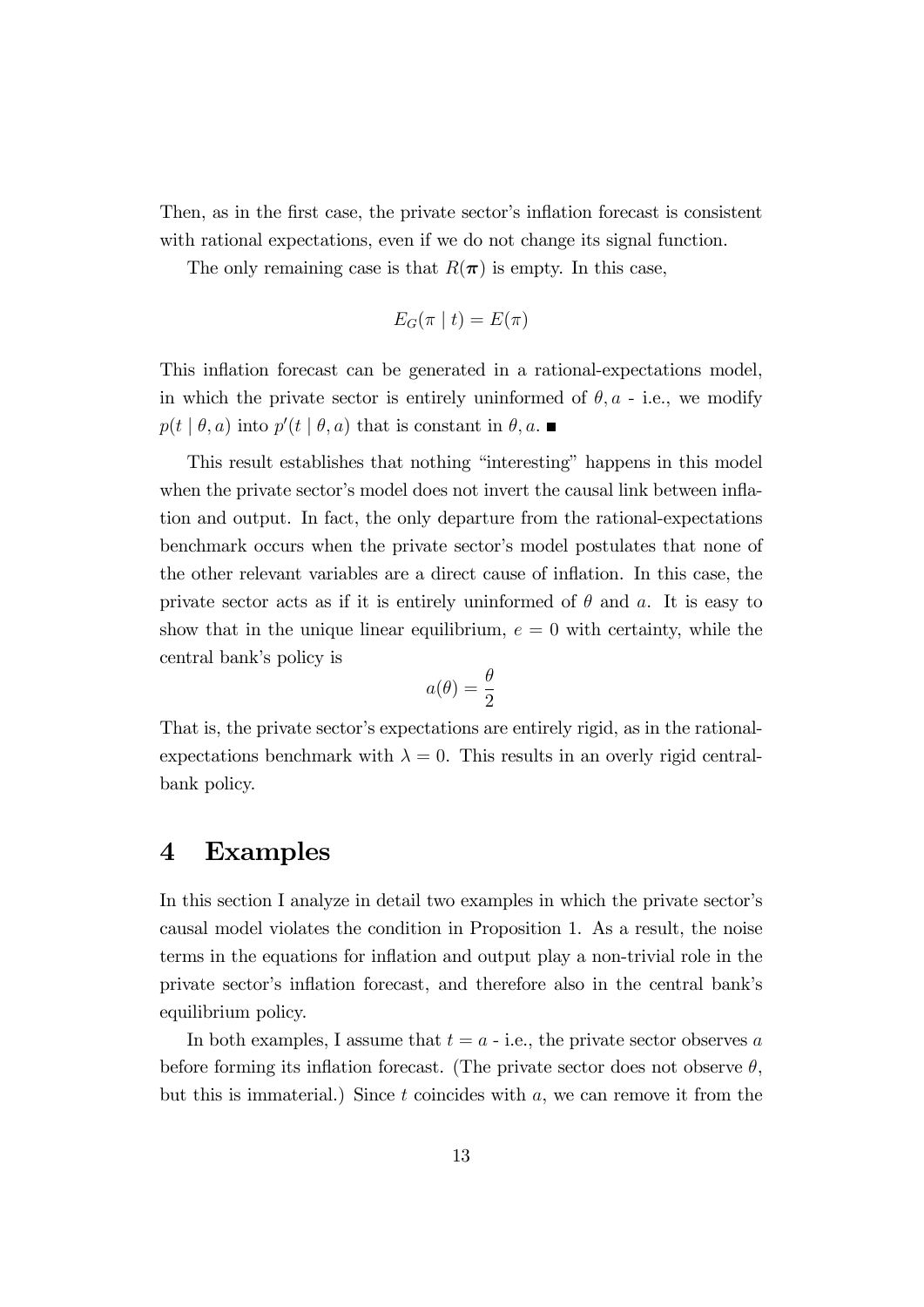Then, as in the first case, the private sector's inflation forecast is consistent with rational expectations, even if we do not change its signal function.

The only remaining case is that $R(\boldsymbol{\pi})$ is empty. In this case,

$$E_G(\pi \mid t) = E(\pi)$$

This inflation forecast can be generated in a rational-expectations model, in which the private sector is entirely uninformed of $\theta, a$ - i.e., we modify $p(t \mid \theta, a)$ into $p'(t \mid \theta, a)$ that is constant in $\theta, a$. ■

This result establishes that nothing "interesting" happens in this model when the private sector's model does not invert the causal link between inflation and output. In fact, the only departure from the rational-expectations benchmark occurs when the private sector's model postulates that none of the other relevant variables are a direct cause of inflation. In this case, the private sector acts as if it is entirely uninformed of $\theta$ and $a$. It is easy to show that in the unique linear equilibrium, $e = 0$ with certainty, while the central bank's policy is

$$a(\theta) = \frac{\theta}{2}$$

That is, the private sector's expectations are entirely rigid, as in the rational-expectations benchmark with $\lambda = 0$. This results in an overly rigid central-bank policy.

# 4 Examples

In this section I analyze in detail two examples in which the private sector's causal model violates the condition in Proposition 1. As a result, the noise terms in the equations for inflation and output play a non-trivial role in the private sector's inflation forecast, and therefore also in the central bank's equilibrium policy.

In both examples, I assume that $t = a$ - i.e., the private sector observes $a$ before forming its inflation forecast. (The private sector does not observe $\theta$, but this is immaterial.) Since $t$ coincides with $a$, we can remove it from the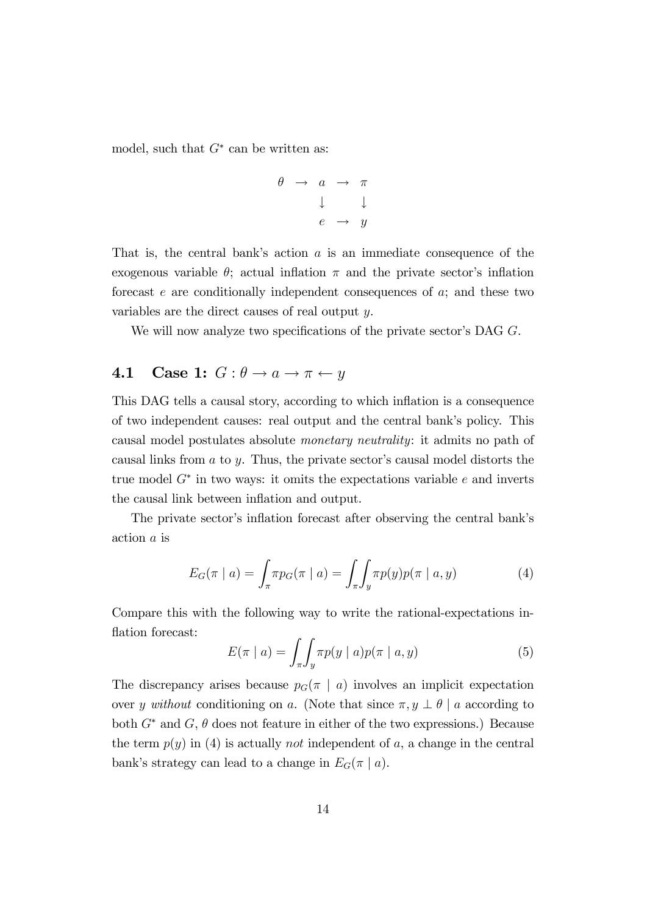model, such that $G^*$ can be written as:

$$
\begin{array}{ccccc}
\theta & \rightarrow & a & \rightarrow & \pi \\
 & & \downarrow & & \downarrow \\
 & & e & \rightarrow & y
\end{array}
$$

That is, the central bank's action $a$ is an immediate consequence of the exogenous variable $\theta$; actual inflation $\pi$ and the private sector's inflation forecast $e$ are conditionally independent consequences of $a$; and these two variables are the direct causes of real output $y$.

We will now analyze two specifications of the private sector's DAG $G$.

## 4.1 Case 1: $G : \theta \rightarrow a \rightarrow \pi \leftarrow y$

This DAG tells a causal story, according to which inflation is a consequence of two independent causes: real output and the central bank's policy. This causal model postulates absolute *monetary neutrality*: it admits no path of causal links from $a$ to $y$. Thus, the private sector's causal model distorts the true model $G^*$ in two ways: it omits the expectations variable $e$ and inverts the causal link between inflation and output.

The private sector's inflation forecast after observing the central bank's action $a$ is

$$E_G(\pi \mid a) = \int_{\pi} \pi p_G(\pi \mid a) = \int_{\pi} \int_{y} \pi p(y) p(\pi \mid a, y) \tag{4}$$

Compare this with the following way to write the rational-expectations inflation forecast:

$$E(\pi \mid a) = \int_{\pi} \int_{y} \pi p(y \mid a) p(\pi \mid a, y) \tag{5}$$

The discrepancy arises because $p_G(\pi \mid a)$ involves an implicit expectation over $y$ *without* conditioning on $a$. (Note that since $\pi, y \perp \theta \mid a$ according to both $G^*$ and $G$, $\theta$ does not feature in either of the two expressions.) Because the term $p(y)$ in (4) is actually *not* independent of $a$, a change in the central bank's strategy can lead to a change in $E_G(\pi \mid a)$.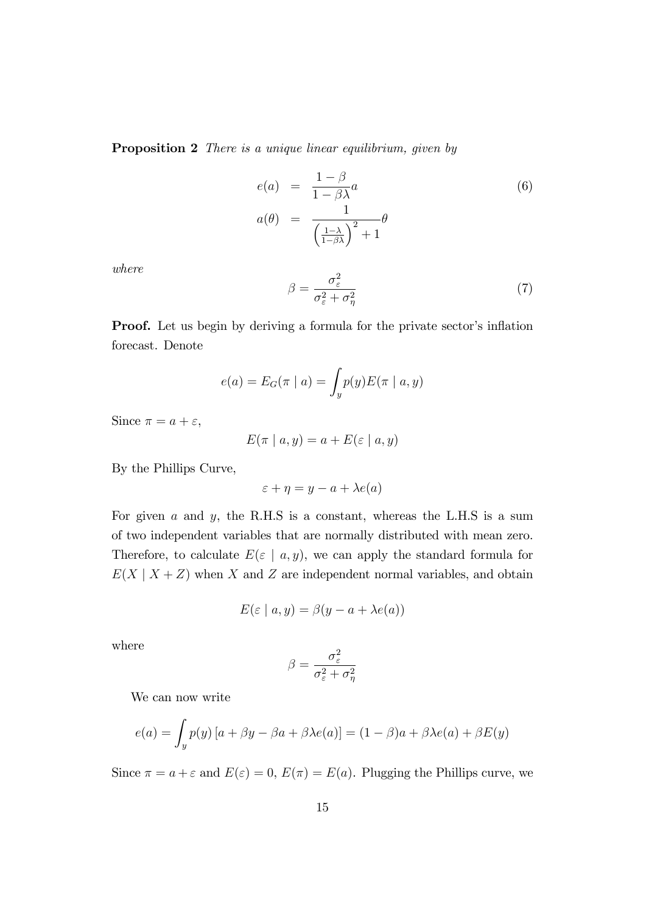**Proposition 2** *There is a unique linear equilibrium, given by*

$$
\begin{aligned}
e(a) &= \frac{1-\beta}{1-\beta\lambda}a \\
a(\theta) &= \frac{1}{\left(\frac{1-\lambda}{1-\beta\lambda}\right)^2 + 1}\theta
\end{aligned}
\tag{6}
$$

*where*

$$
\beta = \frac{\sigma_\varepsilon^2}{\sigma_\varepsilon^2 + \sigma_\eta^2}
\tag{7}
$$

**Proof.** Let us begin by deriving a formula for the private sector's inflation forecast. Denote

$$
e(a) = E_G(\pi \mid a) = \int_y p(y) E(\pi \mid a, y)
$$

Since $\pi = a + \varepsilon$,

$$
E(\pi \mid a, y) = a + E(\varepsilon \mid a, y)
$$

By the Phillips Curve,

$$
\varepsilon + \eta = y - a + \lambda e(a)
$$

For given $a$ and $y$, the R.H.S is a constant, whereas the L.H.S is a sum of two independent variables that are normally distributed with mean zero. Therefore, to calculate $E(\varepsilon \mid a, y)$, we can apply the standard formula for $E(X \mid X + Z)$ when $X$ and $Z$ are independent normal variables, and obtain

$$
E(\varepsilon \mid a, y) = \beta(y - a + \lambda e(a))
$$

where

$$
\beta = \frac{\sigma_\varepsilon^2}{\sigma_\varepsilon^2 + \sigma_\eta^2}
$$

We can now write

$$
e(a) = \int_y p(y) \left[a + \beta y - \beta a + \beta\lambda e(a)\right] = (1-\beta)a + \beta\lambda e(a) + \beta E(y)
$$

Since $\pi = a + \varepsilon$ and $E(\varepsilon) = 0$, $E(\pi) = E(a)$. Plugging the Phillips curve, we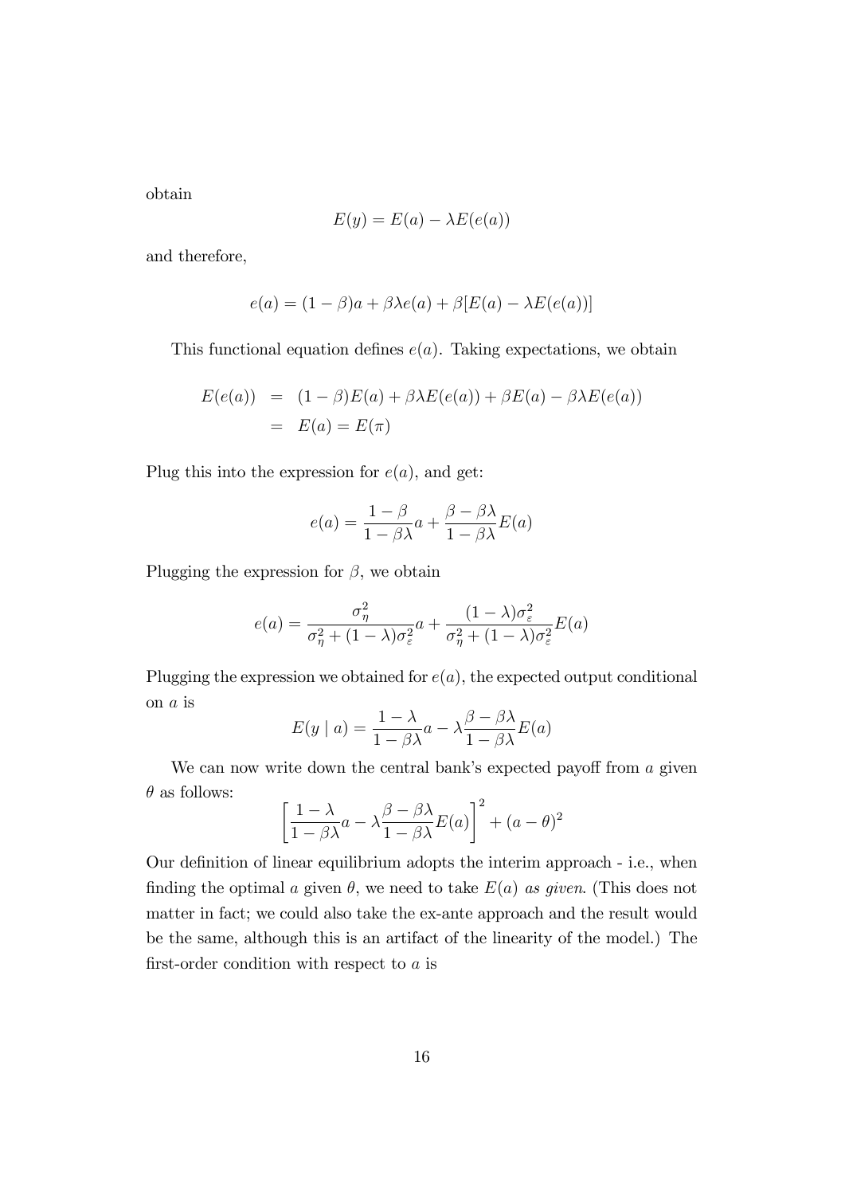obtain

$$E(y) = E(a) - \lambda E(e(a))$$

and therefore,

$$e(a) = (1-\beta)a + \beta\lambda e(a) + \beta[E(a) - \lambda E(e(a))]$$

This functional equation defines $e(a)$. Taking expectations, we obtain

$$\begin{aligned} E(e(a)) &= (1-\beta)E(a) + \beta\lambda E(e(a)) + \beta E(a) - \beta\lambda E(e(a)) \\ &= E(a) = E(\pi) \end{aligned}$$

Plug this into the expression for $e(a)$, and get:

$$e(a) = \frac{1-\beta}{1-\beta\lambda}a + \frac{\beta - \beta\lambda}{1-\beta\lambda}E(a)$$

Plugging the expression for $\beta$, we obtain

$$e(a) = \frac{\sigma_\eta^2}{\sigma_\eta^2 + (1-\lambda)\sigma_\varepsilon^2}a + \frac{(1-\lambda)\sigma_\varepsilon^2}{\sigma_\eta^2 + (1-\lambda)\sigma_\varepsilon^2}E(a)$$

Plugging the expression we obtained for $e(a)$, the expected output conditional on $a$ is

$$E(y \mid a) = \frac{1-\lambda}{1-\beta\lambda}a - \lambda\frac{\beta - \beta\lambda}{1-\beta\lambda}E(a)$$

We can now write down the central bank's expected payoff from $a$ given $\theta$ as follows:

$$\left[\frac{1-\lambda}{1-\beta\lambda}a - \lambda\frac{\beta-\beta\lambda}{1-\beta\lambda}E(a)\right]^2 + (a-\theta)^2$$

Our definition of linear equilibrium adopts the interim approach - i.e., when finding the optimal $a$ given $\theta$, we need to take $E(a)$ *as given*. (This does not matter in fact; we could also take the ex-ante approach and the result would be the same, although this is an artifact of the linearity of the model.) The first-order condition with respect to $a$ is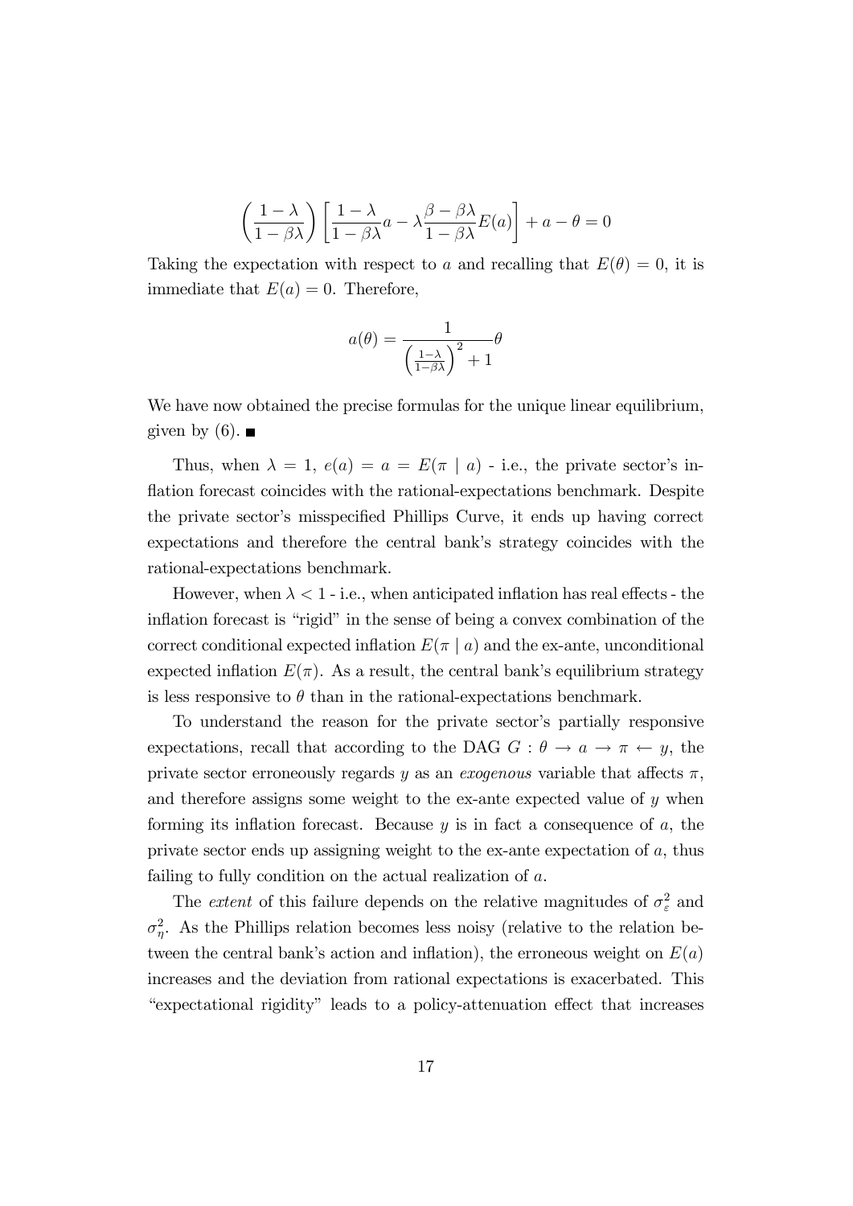$$\left(\frac{1-\lambda}{1-\beta\lambda}\right)\left[\frac{1-\lambda}{1-\beta\lambda}a - \lambda\frac{\beta-\beta\lambda}{1-\beta\lambda}E(a)\right] + a - \theta = 0$$

Taking the expectation with respect to $a$ and recalling that $E(\theta) = 0$, it is immediate that $E(a) = 0$. Therefore,

$$a(\theta) = \frac{1}{\left(\frac{1-\lambda}{1-\beta\lambda}\right)^2 + 1}\theta$$

We have now obtained the precise formulas for the unique linear equilibrium, given by (6). ■

Thus, when $\lambda = 1$, $e(a) = a = E(\pi \mid a)$ - i.e., the private sector's inflation forecast coincides with the rational-expectations benchmark. Despite the private sector's misspecified Phillips Curve, it ends up having correct expectations and therefore the central bank's strategy coincides with the rational-expectations benchmark.

However, when $\lambda < 1$ - i.e., when anticipated inflation has real effects - the inflation forecast is "rigid" in the sense of being a convex combination of the correct conditional expected inflation $E(\pi \mid a)$ and the ex-ante, unconditional expected inflation $E(\pi)$. As a result, the central bank's equilibrium strategy is less responsive to $\theta$ than in the rational-expectations benchmark.

To understand the reason for the private sector's partially responsive expectations, recall that according to the DAG $G : \theta \to a \to \pi \leftarrow y$, the private sector erroneously regards $y$ as an *exogenous* variable that affects $\pi$, and therefore assigns some weight to the ex-ante expected value of $y$ when forming its inflation forecast. Because $y$ is in fact a consequence of $a$, the private sector ends up assigning weight to the ex-ante expectation of $a$, thus failing to fully condition on the actual realization of $a$.

The *extent* of this failure depends on the relative magnitudes of $\sigma_\varepsilon^2$ and $\sigma_\eta^2$. As the Phillips relation becomes less noisy (relative to the relation between the central bank's action and inflation), the erroneous weight on $E(a)$ increases and the deviation from rational expectations is exacerbated. This "expectational rigidity" leads to a policy-attenuation effect that increases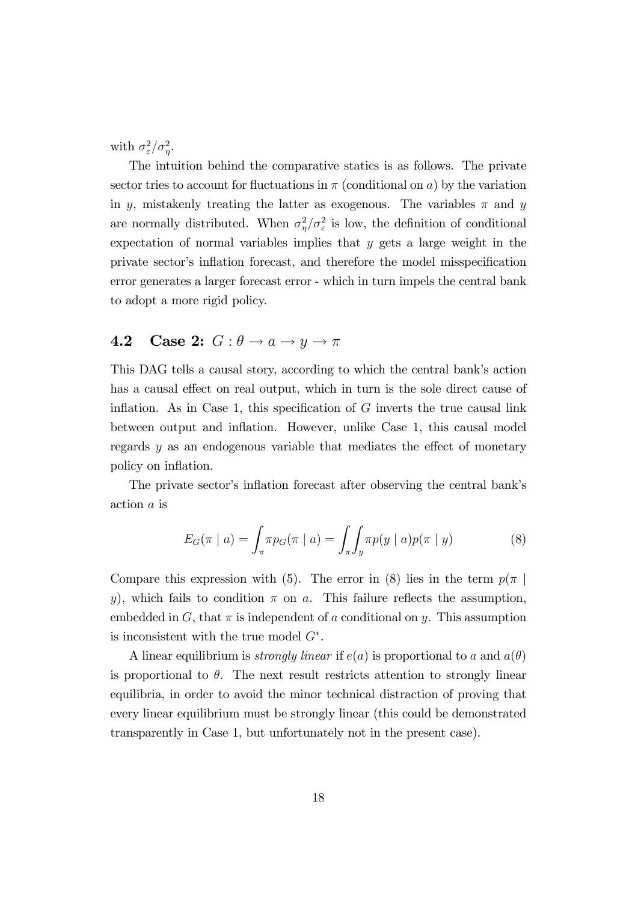with $\sigma_\varepsilon^2/\sigma_\eta^2$.

The intuition behind the comparative statics is as follows. The private sector tries to account for fluctuations in $\pi$ (conditional on $a$) by the variation in $y$, mistakenly treating the latter as exogenous. The variables $\pi$ and $y$ are normally distributed. When $\sigma_\eta^2/\sigma_\varepsilon^2$ is low, the definition of conditional expectation of normal variables implies that $y$ gets a large weight in the private sector's inflation forecast, and therefore the model misspecification error generates a larger forecast error - which in turn impels the central bank to adopt a more rigid policy.

## 4.2 Case 2: $G : \theta \to a \to y \to \pi$

This DAG tells a causal story, according to which the central bank's action has a causal effect on real output, which in turn is the sole direct cause of inflation. As in Case 1, this specification of $G$ inverts the true causal link between output and inflation. However, unlike Case 1, this causal model regards $y$ as an endogenous variable that mediates the effect of monetary policy on inflation.

The private sector's inflation forecast after observing the central bank's action $a$ is

$$E_G(\pi \mid a) = \int_\pi \pi p_G(\pi \mid a) = \int_\pi \int_y \pi p(y \mid a) p(\pi \mid y) \tag{8}$$

Compare this expression with (5). The error in (8) lies in the term $p(\pi \mid y)$, which fails to condition $\pi$ on $a$. This failure reflects the assumption, embedded in $G$, that $\pi$ is independent of $a$ conditional on $y$. This assumption is inconsistent with the true model $G^*$.

A linear equilibrium is *strongly linear* if $e(a)$ is proportional to $a$ and $a(\theta)$ is proportional to $\theta$. The next result restricts attention to strongly linear equilibria, in order to avoid the minor technical distraction of proving that every linear equilibrium must be strongly linear (this could be demonstrated transparently in Case 1, but unfortunately not in the present case).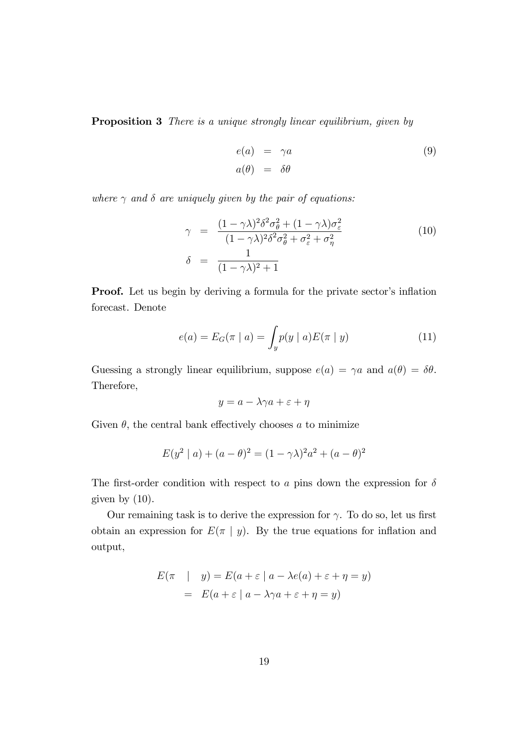**Proposition 3** *There is a unique strongly linear equilibrium, given by*

$$\begin{aligned} e(a) &= \gamma a \\ a(\theta) &= \delta \theta \end{aligned} \tag{9}$$

*where $\gamma$ and $\delta$ are uniquely given by the pair of equations:*

$$\begin{aligned} \gamma &= \frac{(1-\gamma\lambda)^2\delta^2\sigma_\theta^2 + (1-\gamma\lambda)\sigma_\varepsilon^2}{(1-\gamma\lambda)^2\delta^2\sigma_\theta^2 + \sigma_\varepsilon^2 + \sigma_\eta^2} \\ \delta &= \frac{1}{(1-\gamma\lambda)^2 + 1} \end{aligned} \tag{10}$$

**Proof.** Let us begin by deriving a formula for the private sector's inflation forecast. Denote

$$e(a) = E_G(\pi \mid a) = \int_y p(y \mid a) E(\pi \mid y) \tag{11}$$

Guessing a strongly linear equilibrium, suppose $e(a) = \gamma a$ and $a(\theta) = \delta\theta$. Therefore,

$$y = a - \lambda\gamma a + \varepsilon + \eta$$

Given $\theta$, the central bank effectively chooses $a$ to minimize

$$E(y^2 \mid a) + (a-\theta)^2 = (1-\gamma\lambda)^2 a^2 + (a-\theta)^2$$

The first-order condition with respect to $a$ pins down the expression for $\delta$ given by (10).

Our remaining task is to derive the expression for $\gamma$. To do so, let us first obtain an expression for $E(\pi \mid y)$. By the true equations for inflation and output,

$$\begin{aligned} E(\pi \mid y) &= E(a + \varepsilon \mid a - \lambda e(a) + \varepsilon + \eta = y) \\ &= E(a + \varepsilon \mid a - \lambda\gamma a + \varepsilon + \eta = y) \end{aligned}$$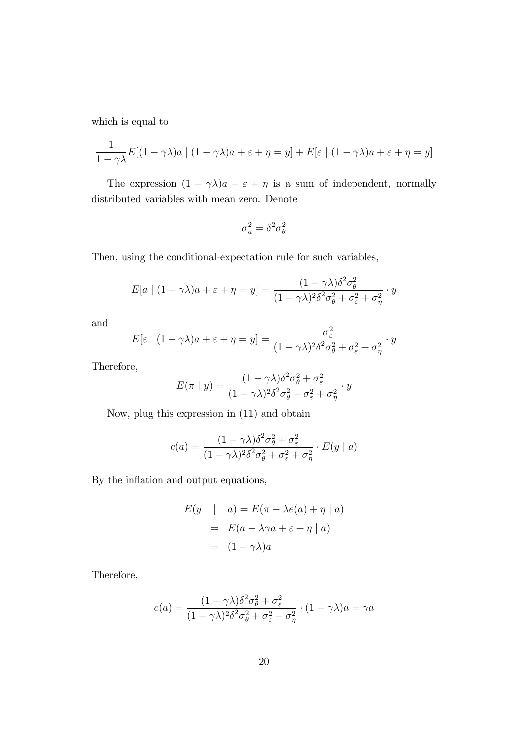which is equal to

$$\frac{1}{1-\gamma\lambda}E[(1-\gamma\lambda)a \mid (1-\gamma\lambda)a+\varepsilon+\eta=y]+E[\varepsilon \mid (1-\gamma\lambda)a+\varepsilon+\eta=y]$$

The expression $(1-\gamma\lambda)a+\varepsilon+\eta$ is a sum of independent, normally distributed variables with mean zero. Denote

$$\sigma_a^2=\delta^2\sigma_\theta^2$$

Then, using the conditional-expectation rule for such variables,

$$E[a \mid (1-\gamma\lambda)a+\varepsilon+\eta=y]=\frac{(1-\gamma\lambda)\delta^2\sigma_\theta^2}{(1-\gamma\lambda)^2\delta^2\sigma_\theta^2+\sigma_\varepsilon^2+\sigma_\eta^2}\cdot y$$

and

$$E[\varepsilon \mid (1-\gamma\lambda)a+\varepsilon+\eta=y]=\frac{\sigma_\varepsilon^2}{(1-\gamma\lambda)^2\delta^2\sigma_\theta^2+\sigma_\varepsilon^2+\sigma_\eta^2}\cdot y$$

Therefore,

$$E(\pi \mid y)=\frac{(1-\gamma\lambda)\delta^2\sigma_\theta^2+\sigma_\varepsilon^2}{(1-\gamma\lambda)^2\delta^2\sigma_\theta^2+\sigma_\varepsilon^2+\sigma_\eta^2}\cdot y$$

Now, plug this expression in (11) and obtain

$$e(a)=\frac{(1-\gamma\lambda)\delta^2\sigma_\theta^2+\sigma_\varepsilon^2}{(1-\gamma\lambda)^2\delta^2\sigma_\theta^2+\sigma_\varepsilon^2+\sigma_\eta^2}\cdot E(y \mid a)$$

By the inflation and output equations,

$$\begin{aligned}
E(y \quad | \quad a) &= E(\pi-\lambda e(a)+\eta \mid a) \\
&= E(a-\lambda\gamma a+\varepsilon+\eta \mid a) \\
&= (1-\gamma\lambda)a
\end{aligned}$$

Therefore,

$$e(a)=\frac{(1-\gamma\lambda)\delta^2\sigma_\theta^2+\sigma_\varepsilon^2}{(1-\gamma\lambda)^2\delta^2\sigma_\theta^2+\sigma_\varepsilon^2+\sigma_\eta^2}\cdot(1-\gamma\lambda)a=\gamma a$$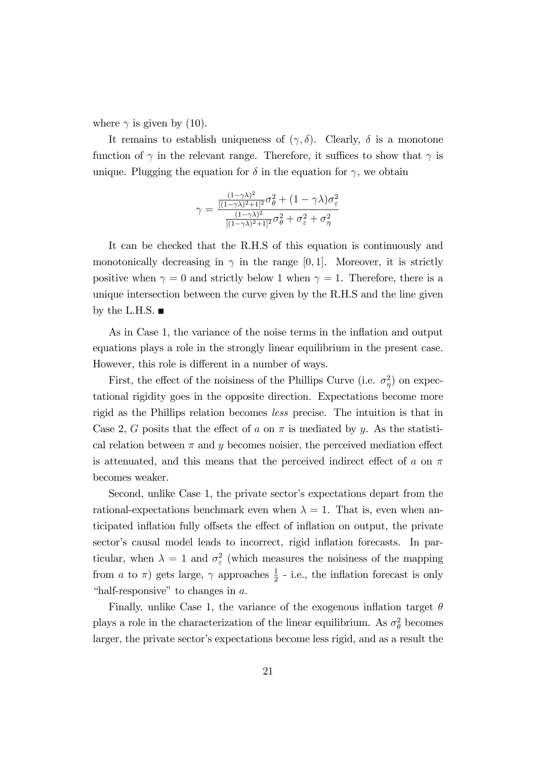where $\gamma$ is given by (10).

It remains to establish uniqueness of $(\gamma, \delta)$. Clearly, $\delta$ is a monotone function of $\gamma$ in the relevant range. Therefore, it suffices to show that $\gamma$ is unique. Plugging the equation for $\delta$ in the equation for $\gamma$, we obtain

$$\gamma = \frac{\frac{(1-\gamma\lambda)^2}{[(1-\gamma\lambda)^2+1]^2}\sigma_\theta^2 + (1-\gamma\lambda)\sigma_\varepsilon^2}{\frac{(1-\gamma\lambda)^2}{[(1-\gamma\lambda)^2+1]^2}\sigma_\theta^2 + \sigma_\varepsilon^2 + \sigma_\eta^2}$$

It can be checked that the R.H.S of this equation is continuously and monotonically decreasing in $\gamma$ in the range $[0, 1]$. Moreover, it is strictly positive when $\gamma = 0$ and strictly below 1 when $\gamma = 1$. Therefore, there is a unique intersection between the curve given by the R.H.S and the line given by the L.H.S. ■

As in Case 1, the variance of the noise terms in the inflation and output equations plays a role in the strongly linear equilibrium in the present case. However, this role is different in a number of ways.

First, the effect of the noisiness of the Phillips Curve (i.e. $\sigma_\eta^2$) on expectational rigidity goes in the opposite direction. Expectations become more rigid as the Phillips relation becomes *less* precise. The intuition is that in Case 2, $G$ posits that the effect of $a$ on $\pi$ is mediated by $y$. As the statistical relation between $\pi$ and $y$ becomes noisier, the perceived mediation effect is attenuated, and this means that the perceived indirect effect of $a$ on $\pi$ becomes weaker.

Second, unlike Case 1, the private sector's expectations depart from the rational-expectations benchmark even when $\lambda = 1$. That is, even when anticipated inflation fully offsets the effect of inflation on output, the private sector's causal model leads to incorrect, rigid inflation forecasts. In particular, when $\lambda = 1$ and $\sigma_\varepsilon^2$ (which measures the noisiness of the mapping from $a$ to $\pi$) gets large, $\gamma$ approaches $\frac{1}{2}$ - i.e., the inflation forecast is only "half-responsive" to changes in $a$.

Finally, unlike Case 1, the variance of the exogenous inflation target $\theta$ plays a role in the characterization of the linear equilibrium. As $\sigma_\theta^2$ becomes larger, the private sector's expectations become less rigid, and as a result the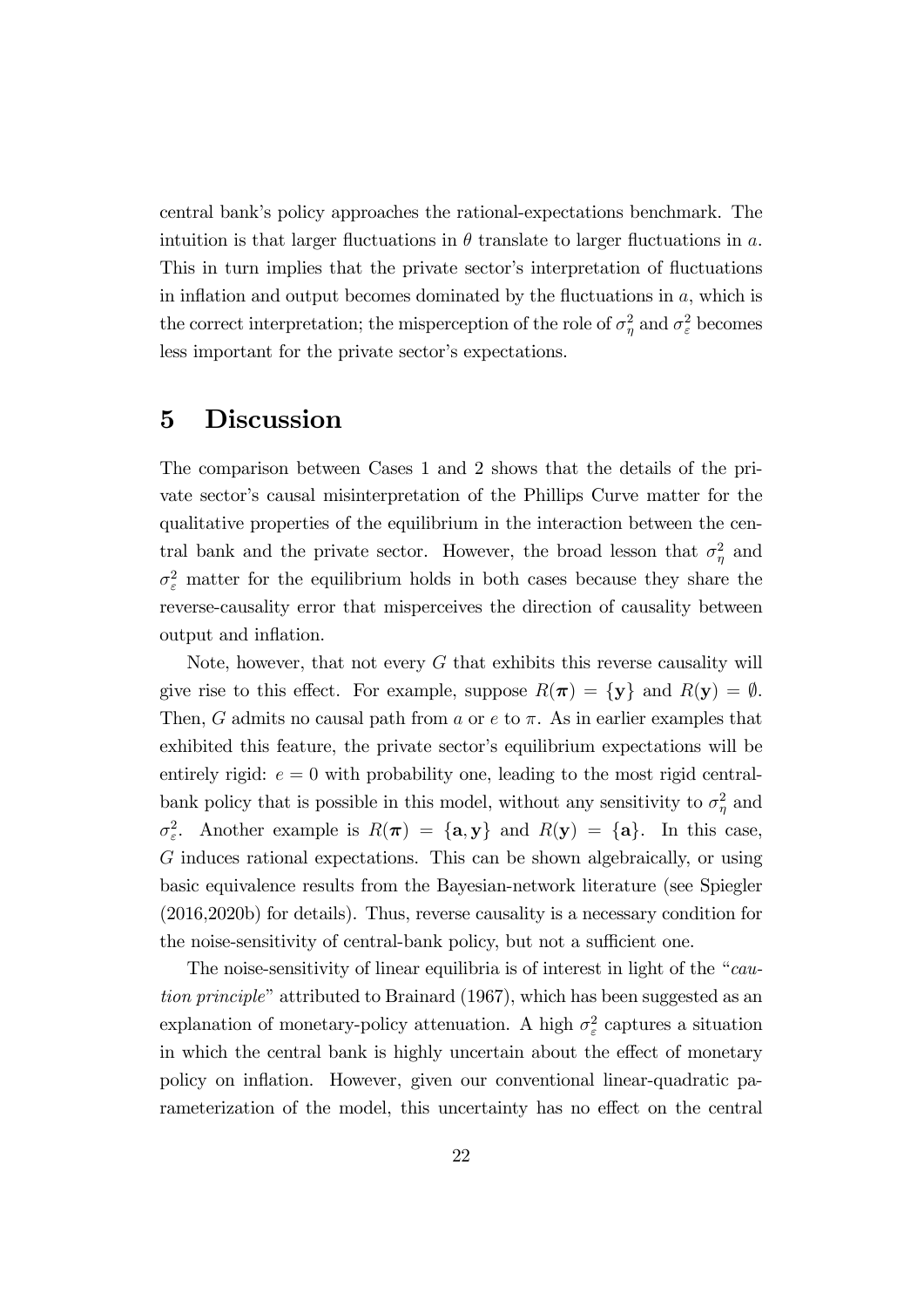central bank's policy approaches the rational-expectations benchmark. The intuition is that larger fluctuations in $\theta$ translate to larger fluctuations in $a$. This in turn implies that the private sector's interpretation of fluctuations in inflation and output becomes dominated by the fluctuations in $a$, which is the correct interpretation; the misperception of the role of $\sigma_\eta^2$ and $\sigma_\varepsilon^2$ becomes less important for the private sector's expectations.

# 5 Discussion

The comparison between Cases 1 and 2 shows that the details of the private sector's causal misinterpretation of the Phillips Curve matter for the qualitative properties of the equilibrium in the interaction between the central bank and the private sector. However, the broad lesson that $\sigma_\eta^2$ and $\sigma_\varepsilon^2$ matter for the equilibrium holds in both cases because they share the reverse-causality error that misperceives the direction of causality between output and inflation.

Note, however, that not every $G$ that exhibits this reverse causality will give rise to this effect. For example, suppose $R(\boldsymbol{\pi}) = \{\mathbf{y}\}$ and $R(\mathbf{y}) = \emptyset$. Then, $G$ admits no causal path from $a$ or $e$ to $\pi$. As in earlier examples that exhibited this feature, the private sector's equilibrium expectations will be entirely rigid: $e = 0$ with probability one, leading to the most rigid central-bank policy that is possible in this model, without any sensitivity to $\sigma_\eta^2$ and $\sigma_\varepsilon^2$. Another example is $R(\boldsymbol{\pi}) = \{\mathbf{a}, \mathbf{y}\}$ and $R(\mathbf{y}) = \{\mathbf{a}\}$. In this case, $G$ induces rational expectations. This can be shown algebraically, or using basic equivalence results from the Bayesian-network literature (see Spiegler (2016,2020b) for details). Thus, reverse causality is a necessary condition for the noise-sensitivity of central-bank policy, but not a sufficient one.

The noise-sensitivity of linear equilibria is of interest in light of the "*caution principle*" attributed to Brainard (1967), which has been suggested as an explanation of monetary-policy attenuation. A high $\sigma_\varepsilon^2$ captures a situation in which the central bank is highly uncertain about the effect of monetary policy on inflation. However, given our conventional linear-quadratic parameterization of the model, this uncertainty has no effect on the central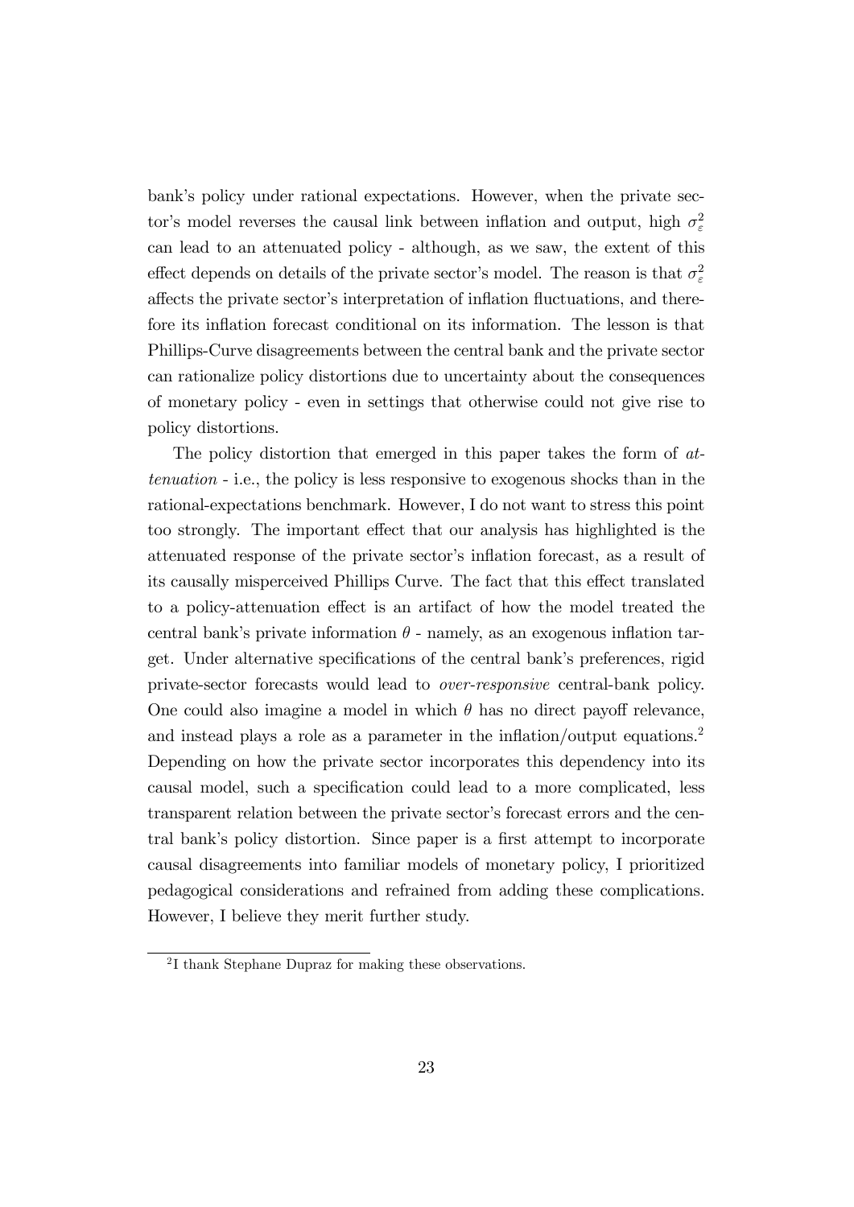bank's policy under rational expectations. However, when the private sector's model reverses the causal link between inflation and output, high $\sigma_\varepsilon^2$ can lead to an attenuated policy - although, as we saw, the extent of this effect depends on details of the private sector's model. The reason is that $\sigma_\varepsilon^2$ affects the private sector's interpretation of inflation fluctuations, and therefore its inflation forecast conditional on its information. The lesson is that Phillips-Curve disagreements between the central bank and the private sector can rationalize policy distortions due to uncertainty about the consequences of monetary policy - even in settings that otherwise could not give rise to policy distortions.

The policy distortion that emerged in this paper takes the form of *attenuation* - i.e., the policy is less responsive to exogenous shocks than in the rational-expectations benchmark. However, I do not want to stress this point too strongly. The important effect that our analysis has highlighted is the attenuated response of the private sector's inflation forecast, as a result of its causally misperceived Phillips Curve. The fact that this effect translated to a policy-attenuation effect is an artifact of how the model treated the central bank's private information $\theta$ - namely, as an exogenous inflation target. Under alternative specifications of the central bank's preferences, rigid private-sector forecasts would lead to *over-responsive* central-bank policy. One could also imagine a model in which $\theta$ has no direct payoff relevance, and instead plays a role as a parameter in the inflation/output equations.[2] Depending on how the private sector incorporates this dependency into its causal model, such a specification could lead to a more complicated, less transparent relation between the private sector's forecast errors and the central bank's policy distortion. Since paper is a first attempt to incorporate causal disagreements into familiar models of monetary policy, I prioritized pedagogical considerations and refrained from adding these complications. However, I believe they merit further study.

[2] I thank Stephane Dupraz for making these observations.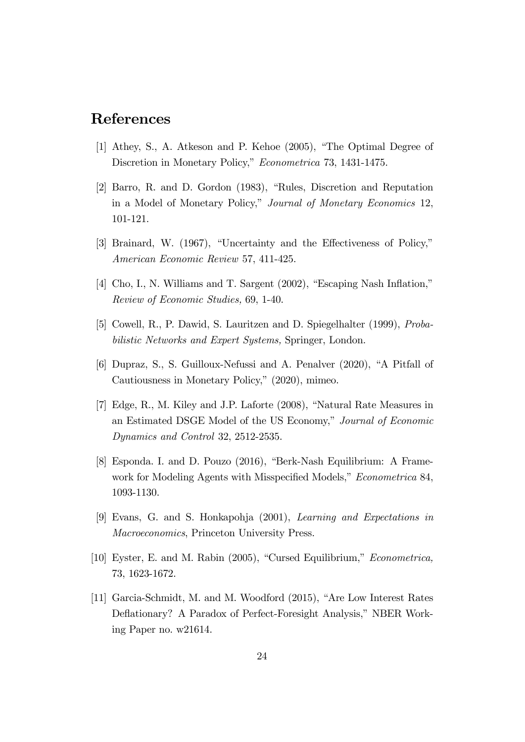# References

[1] Athey, S., A. Atkeson and P. Kehoe (2005), "The Optimal Degree of Discretion in Monetary Policy," *Econometrica* 73, 1431-1475.

[2] Barro, R. and D. Gordon (1983), "Rules, Discretion and Reputation in a Model of Monetary Policy," *Journal of Monetary Economics* 12, 101-121.

[3] Brainard, W. (1967), "Uncertainty and the Effectiveness of Policy," *American Economic Review* 57, 411-425.

[4] Cho, I., N. Williams and T. Sargent (2002), "Escaping Nash Inflation," *Review of Economic Studies,* 69, 1-40.

[5] Cowell, R., P. Dawid, S. Lauritzen and D. Spiegelhalter (1999), *Probabilistic Networks and Expert Systems,* Springer, London.

[6] Dupraz, S., S. Guilloux-Nefussi and A. Penalver (2020), "A Pitfall of Cautiousness in Monetary Policy," (2020), mimeo.

[7] Edge, R., M. Kiley and J.P. Laforte (2008), "Natural Rate Measures in an Estimated DSGE Model of the US Economy," *Journal of Economic Dynamics and Control* 32, 2512-2535.

[8] Esponda. I. and D. Pouzo (2016), "Berk-Nash Equilibrium: A Framework for Modeling Agents with Misspecified Models," *Econometrica* 84, 1093-1130.

[9] Evans, G. and S. Honkapohja (2001), *Learning and Expectations in Macroeconomics*, Princeton University Press.

[10] Eyster, E. and M. Rabin (2005), "Cursed Equilibrium," *Econometrica,* 73, 1623-1672.

[11] Garcia-Schmidt, M. and M. Woodford (2015), "Are Low Interest Rates Deflationary? A Paradox of Perfect-Foresight Analysis," NBER Working Paper no. w21614.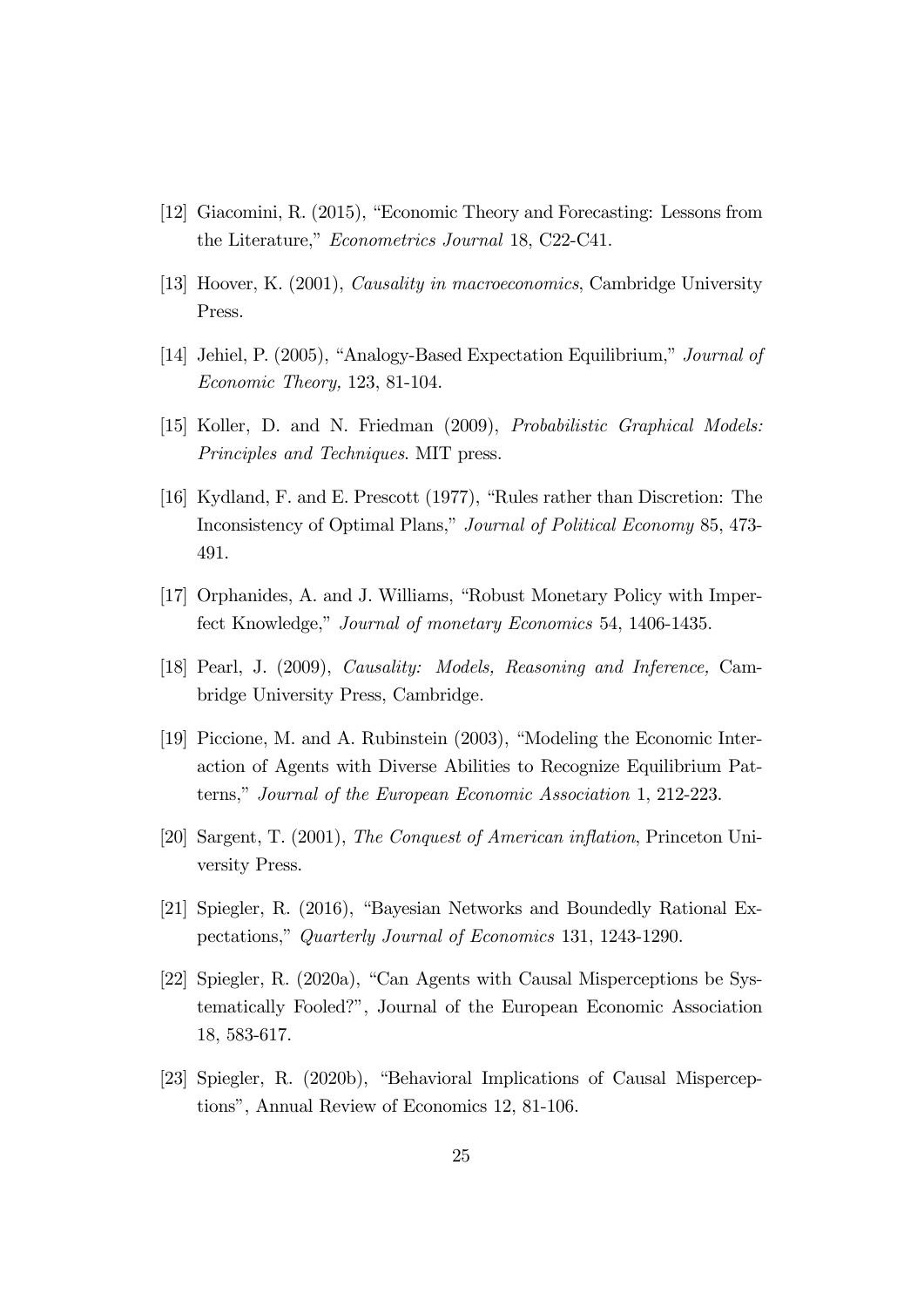[12] Giacomini, R. (2015), "Economic Theory and Forecasting: Lessons from the Literature," *Econometrics Journal* 18, C22-C41.

[13] Hoover, K. (2001), *Causality in macroeconomics*, Cambridge University Press.

[14] Jehiel, P. (2005), "Analogy-Based Expectation Equilibrium," *Journal of Economic Theory,* 123, 81-104.

[15] Koller, D. and N. Friedman (2009), *Probabilistic Graphical Models: Principles and Techniques*. MIT press.

[16] Kydland, F. and E. Prescott (1977), "Rules rather than Discretion: The Inconsistency of Optimal Plans," *Journal of Political Economy* 85, 473-491.

[17] Orphanides, A. and J. Williams, "Robust Monetary Policy with Imperfect Knowledge," *Journal of monetary Economics* 54, 1406-1435.

[18] Pearl, J. (2009), *Causality: Models, Reasoning and Inference,* Cambridge University Press, Cambridge.

[19] Piccione, M. and A. Rubinstein (2003), "Modeling the Economic Interaction of Agents with Diverse Abilities to Recognize Equilibrium Patterns," *Journal of the European Economic Association* 1, 212-223.

[20] Sargent, T. (2001), *The Conquest of American inflation*, Princeton University Press.

[21] Spiegler, R. (2016), "Bayesian Networks and Boundedly Rational Expectations," *Quarterly Journal of Economics* 131, 1243-1290.

[22] Spiegler, R. (2020a), "Can Agents with Causal Misperceptions be Systematically Fooled?", Journal of the European Economic Association 18, 583-617.

[23] Spiegler, R. (2020b), "Behavioral Implications of Causal Misperceptions", Annual Review of Economics 12, 81-106.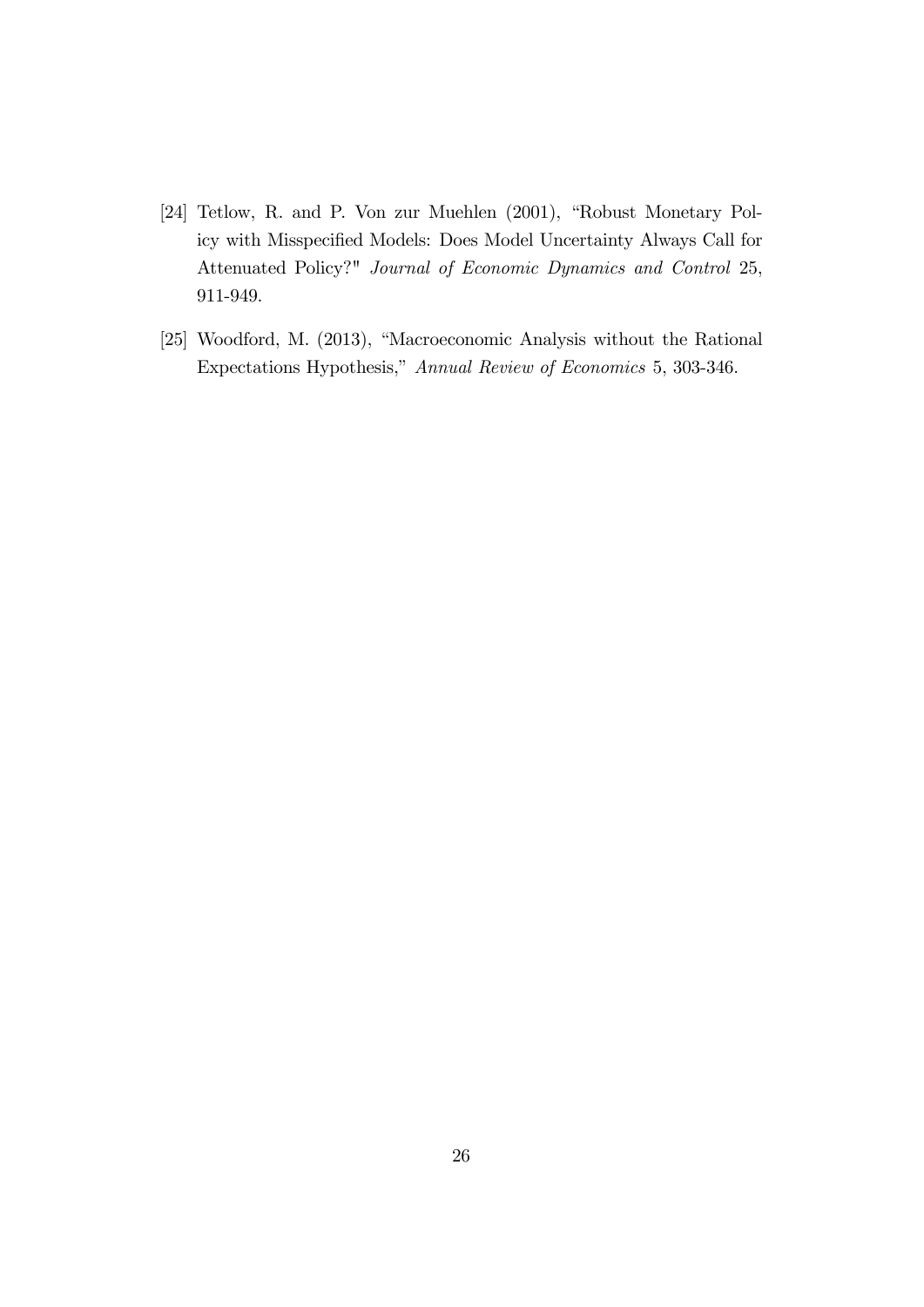[24] Tetlow, R. and P. Von zur Muehlen (2001), "Robust Monetary Policy with Misspecified Models: Does Model Uncertainty Always Call for Attenuated Policy?" *Journal of Economic Dynamics and Control* 25, 911-949.

[25] Woodford, M. (2013), "Macroeconomic Analysis without the Rational Expectations Hypothesis," *Annual Review of Economics* 5, 303-346.